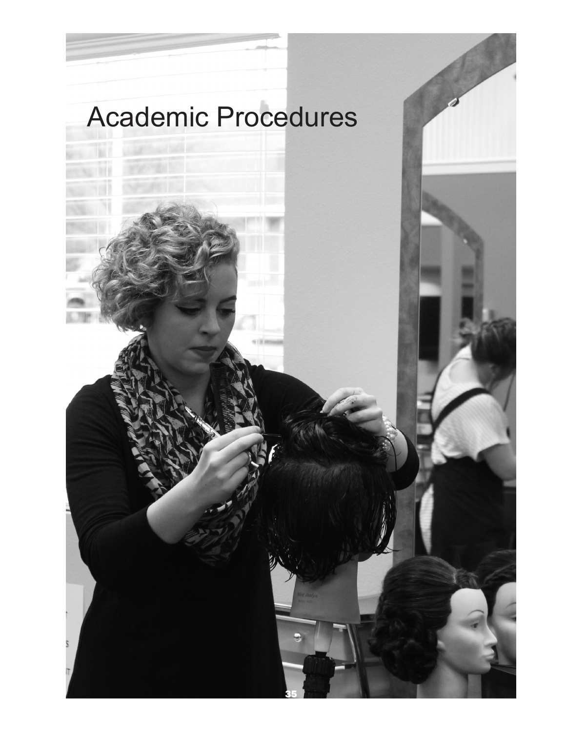# Academic Procedures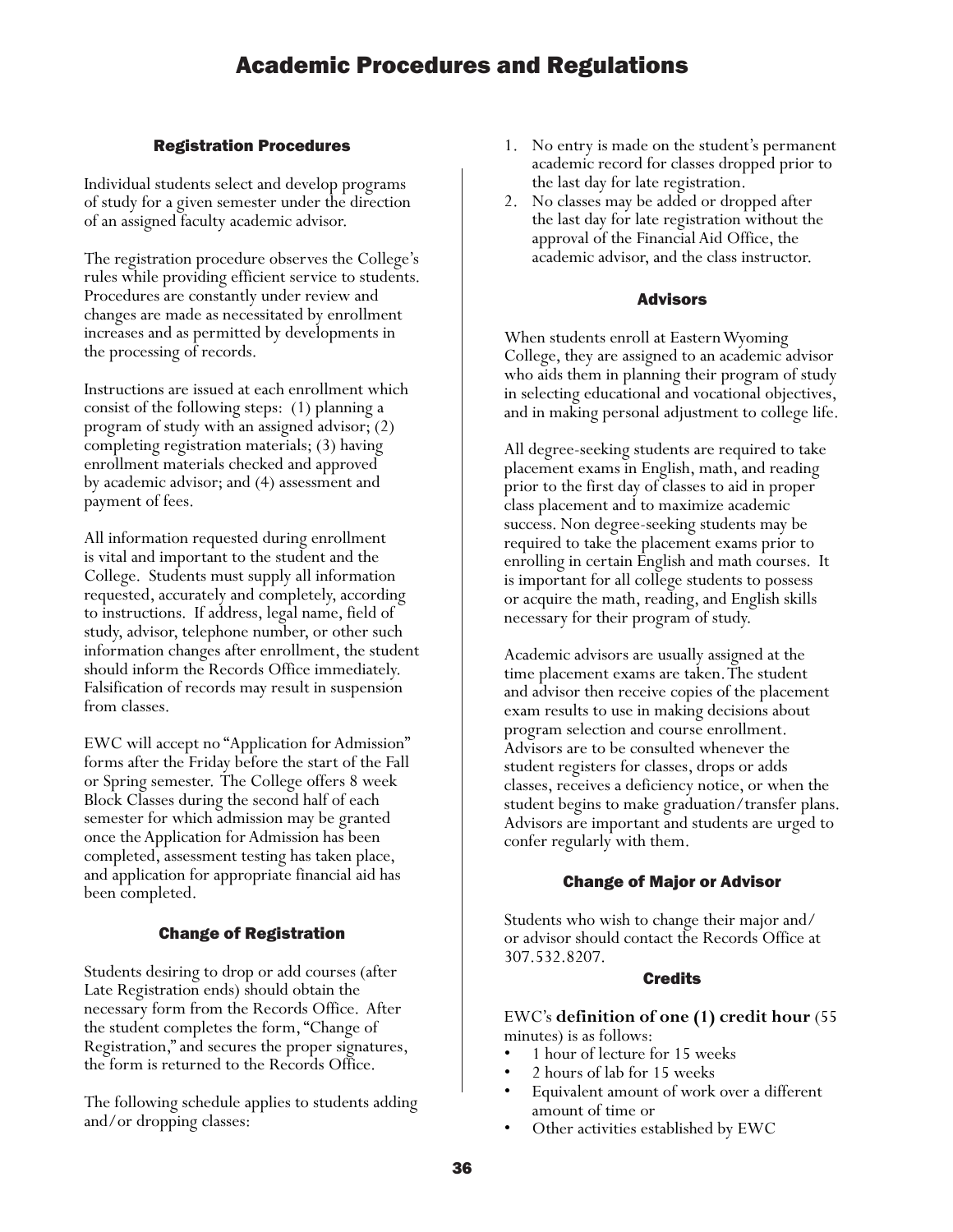# Academic Procedures and Regulations

## Registration Procedures

Individual students select and develop programs of study for a given semester under the direction of an assigned faculty academic advisor.

The registration procedure observes the College's rules while providing efficient service to students. Procedures are constantly under review and changes are made as necessitated by enrollment increases and as permitted by developments in the processing of records.

Instructions are issued at each enrollment which consist of the following steps: (1) planning a program of study with an assigned advisor; (2) completing registration materials; (3) having enrollment materials checked and approved by academic advisor; and (4) assessment and payment of fees.

All information requested during enrollment is vital and important to the student and the College. Students must supply all information requested, accurately and completely, according to instructions. If address, legal name, field of study, advisor, telephone number, or other such information changes after enrollment, the student should inform the Records Office immediately. Falsification of records may result in suspension from classes.

EWC will accept no "Application for Admission" forms after the Friday before the start of the Fall or Spring semester. The College offers 8 week Block Classes during the second half of each semester for which admission may be granted once the Application for Admission has been completed, assessment testing has taken place, and application for appropriate financial aid has been completed.

## Change of Registration

Students desiring to drop or add courses (after Late Registration ends) should obtain the necessary form from the Records Office. After the student completes the form, "Change of Registration," and secures the proper signatures, the form is returned to the Records Office.

The following schedule applies to students adding and/or dropping classes:

1. No entry is made on the student's permanent academic record for classes dropped prior to the last day for late registration.
2. No classes may be added or dropped after the last day for late registration without the approval of the Financial Aid Office, the academic advisor, and the class instructor.

## Advisors

When students enroll at Eastern Wyoming College, they are assigned to an academic advisor who aids them in planning their program of study in selecting educational and vocational objectives, and in making personal adjustment to college life.

All degree-seeking students are required to take placement exams in English, math, and reading prior to the first day of classes to aid in proper class placement and to maximize academic success. Non degree-seeking students may be required to take the placement exams prior to enrolling in certain English and math courses. It is important for all college students to possess or acquire the math, reading, and English skills necessary for their program of study.

Academic advisors are usually assigned at the time placement exams are taken. The student and advisor then receive copies of the placement exam results to use in making decisions about program selection and course enrollment. Advisors are to be consulted whenever the student registers for classes, drops or adds classes, receives a deficiency notice, or when the student begins to make graduation/transfer plans. Advisors are important and students are urged to confer regularly with them.

## Change of Major or Advisor

Students who wish to change their major and/or advisor should contact the Records Office at 307.532.8207.

## Credits

EWC's **definition of one (1) credit hour** (55 minutes) is as follows:

- 1 hour of lecture for 15 weeks
- 2 hours of lab for 15 weeks
- Equivalent amount of work over a different amount of time or
- Other activities established by EWC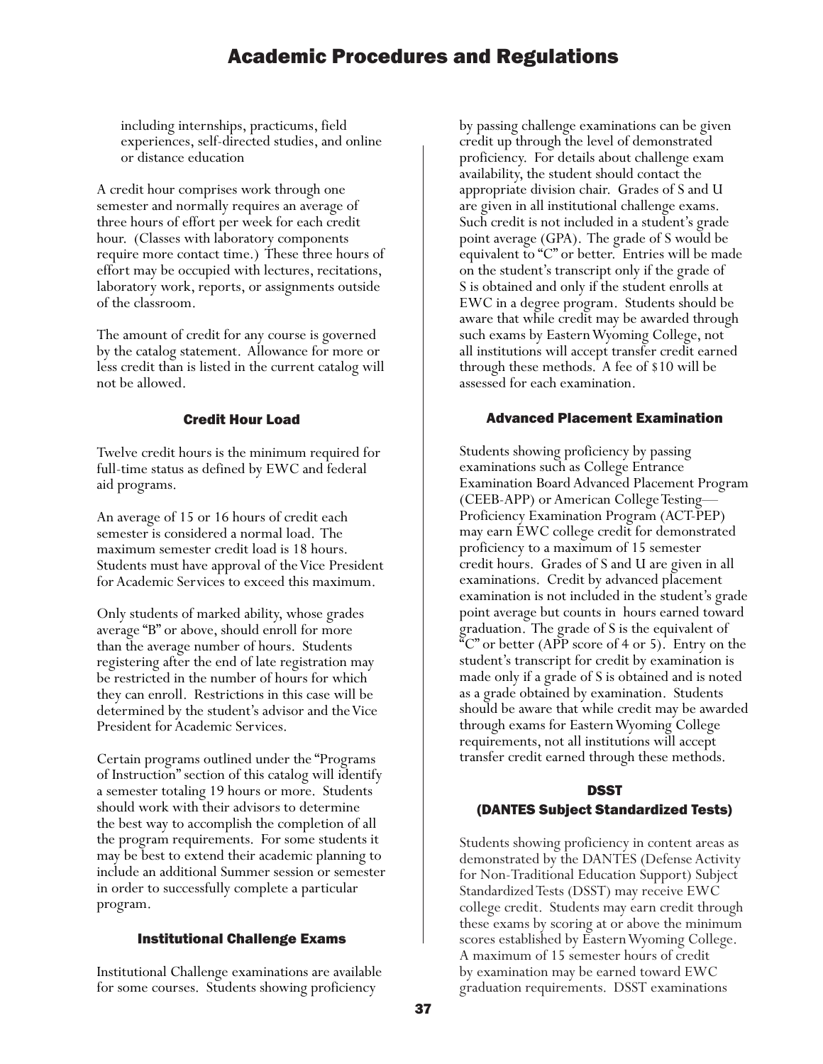including internships, practicums, field experiences, self-directed studies, and online or distance education

A credit hour comprises work through one semester and normally requires an average of three hours of effort per week for each credit hour. (Classes with laboratory components require more contact time.) These three hours of effort may be occupied with lectures, recitations, laboratory work, reports, or assignments outside of the classroom.

The amount of credit for any course is governed by the catalog statement. Allowance for more or less credit than is listed in the current catalog will not be allowed.

### Credit Hour Load

Twelve credit hours is the minimum required for full-time status as defined by EWC and federal aid programs.

An average of 15 or 16 hours of credit each semester is considered a normal load. The maximum semester credit load is 18 hours. Students must have approval of the Vice President for Academic Services to exceed this maximum.

Only students of marked ability, whose grades average "B" or above, should enroll for more than the average number of hours. Students registering after the end of late registration may be restricted in the number of hours for which they can enroll. Restrictions in this case will be determined by the student's advisor and the Vice President for Academic Services.

Certain programs outlined under the "Programs of Instruction" section of this catalog will identify a semester totaling 19 hours or more. Students should work with their advisors to determine the best way to accomplish the completion of all the program requirements. For some students it may be best to extend their academic planning to include an additional Summer session or semester in order to successfully complete a particular program.

### Institutional Challenge Exams

Institutional Challenge examinations are available for some courses. Students showing proficiency by passing challenge examinations can be given credit up through the level of demonstrated proficiency. For details about challenge exam availability, the student should contact the appropriate division chair. Grades of S and U are given in all institutional challenge exams. Such credit is not included in a student's grade point average (GPA). The grade of S would be equivalent to "C" or better. Entries will be made on the student's transcript only if the grade of S is obtained and only if the student enrolls at EWC in a degree program. Students should be aware that while credit may be awarded through such exams by Eastern Wyoming College, not all institutions will accept transfer credit earned through these methods. A fee of $10 will be assessed for each examination.

### Advanced Placement Examination

Students showing proficiency by passing examinations such as College Entrance Examination Board Advanced Placement Program (CEEB-APP) or American College Testing—Proficiency Examination Program (ACT-PEP) may earn EWC college credit for demonstrated proficiency to a maximum of 15 semester credit hours. Grades of S and U are given in all examinations. Credit by advanced placement examination is not included in the student's grade point average but counts in hours earned toward graduation. The grade of S is the equivalent of "C" or better (APP score of 4 or 5). Entry on the student's transcript for credit by examination is made only if a grade of S is obtained and is noted as a grade obtained by examination. Students should be aware that while credit may be awarded through exams for Eastern Wyoming College requirements, not all institutions will accept transfer credit earned through these methods.

### DSST
### (DANTES Subject Standardized Tests)

Students showing proficiency in content areas as demonstrated by the DANTES (Defense Activity for Non-Traditional Education Support) Subject Standardized Tests (DSST) may receive EWC college credit. Students may earn credit through these exams by scoring at or above the minimum scores established by Eastern Wyoming College. A maximum of 15 semester hours of credit by examination may be earned toward EWC graduation requirements. DSST examinations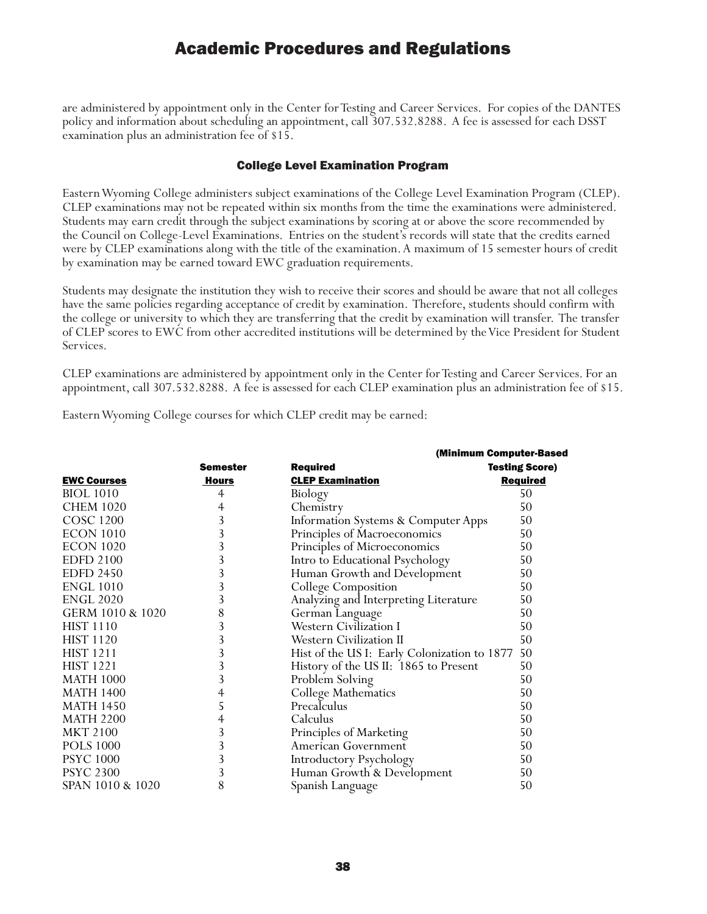are administered by appointment only in the Center for Testing and Career Services. For copies of the DANTES policy and information about scheduling an appointment, call 307.532.8288. A fee is assessed for each DSST examination plus an administration fee of $15.

### College Level Examination Program

Eastern Wyoming College administers subject examinations of the College Level Examination Program (CLEP). CLEP examinations may not be repeated within six months from the time the examinations were administered. Students may earn credit through the subject examinations by scoring at or above the score recommended by the Council on College-Level Examinations. Entries on the student's records will state that the credits earned were by CLEP examinations along with the title of the examination. A maximum of 15 semester hours of credit by examination may be earned toward EWC graduation requirements.

Students may designate the institution they wish to receive their scores and should be aware that not all colleges have the same policies regarding acceptance of credit by examination. Therefore, students should confirm with the college or university to which they are transferring that the credit by examination will transfer. The transfer of CLEP scores to EWC from other accredited institutions will be determined by the Vice President for Student Services.

CLEP examinations are administered by appointment only in the Center for Testing and Career Services. For an appointment, call 307.532.8288. A fee is assessed for each CLEP examination plus an administration fee of $15.

Eastern Wyoming College courses for which CLEP credit may be earned:

| EWC Courses | Semester Hours | Required CLEP Examination | (Minimum Computer-Based Testing Score) Required |
|---|---|---|---|
| BIOL 1010 | 4 | Biology | 50 |
| CHEM 1020 | 4 | Chemistry | 50 |
| COSC 1200 | 3 | Information Systems & Computer Apps | 50 |
| ECON 1010 | 3 | Principles of Macroeconomics | 50 |
| ECON 1020 | 3 | Principles of Microeconomics | 50 |
| EDFD 2100 | 3 | Intro to Educational Psychology | 50 |
| EDFD 2450 | 3 | Human Growth and Development | 50 |
| ENGL 1010 | 3 | College Composition | 50 |
| ENGL 2020 | 3 | Analyzing and Interpreting Literature | 50 |
| GERM 1010 & 1020 | 8 | German Language | 50 |
| HIST 1110 | 3 | Western Civilization I | 50 |
| HIST 1120 | 3 | Western Civilization II | 50 |
| HIST 1211 | 3 | Hist of the US I: Early Colonization to 1877 | 50 |
| HIST 1221 | 3 | History of the US II: 1865 to Present | 50 |
| MATH 1000 | 3 | Problem Solving | 50 |
| MATH 1400 | 4 | College Mathematics | 50 |
| MATH 1450 | 5 | Precalculus | 50 |
| MATH 2200 | 4 | Calculus | 50 |
| MKT 2100 | 3 | Principles of Marketing | 50 |
| POLS 1000 | 3 | American Government | 50 |
| PSYC 1000 | 3 | Introductory Psychology | 50 |
| PSYC 2300 | 3 | Human Growth & Development | 50 |
| SPAN 1010 & 1020 | 8 | Spanish Language | 50 |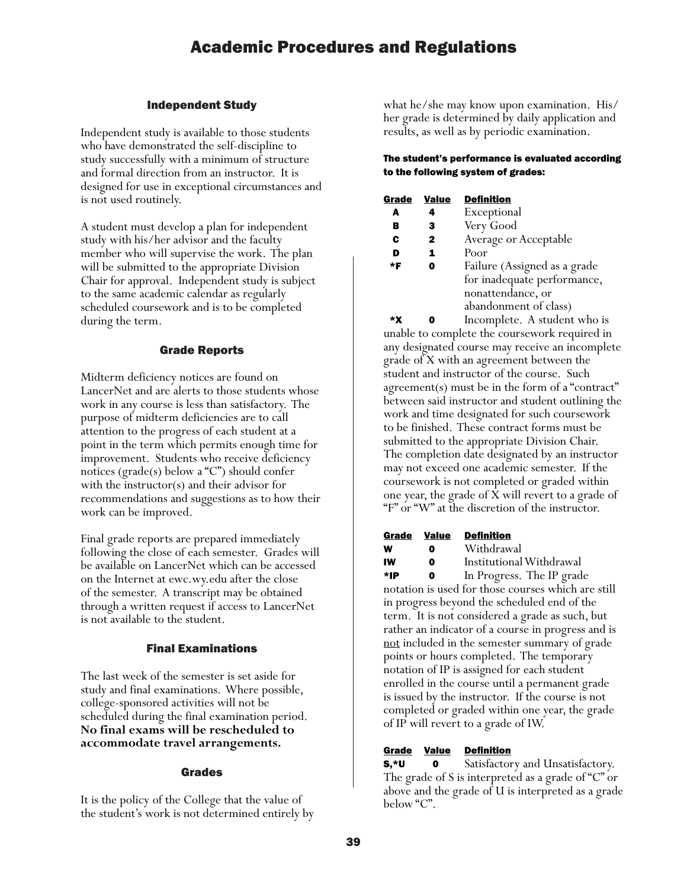# Academic Procedures and Regulations

### Independent Study

Independent study is available to those students who have demonstrated the self-discipline to study successfully with a minimum of structure and formal direction from an instructor. It is designed for use in exceptional circumstances and is not used routinely.

A student must develop a plan for independent study with his/her advisor and the faculty member who will supervise the work. The plan will be submitted to the appropriate Division Chair for approval. Independent study is subject to the same academic calendar as regularly scheduled coursework and is to be completed during the term.

### Grade Reports

Midterm deficiency notices are found on LancerNet and are alerts to those students whose work in any course is less than satisfactory. The purpose of midterm deficiencies are to call attention to the progress of each student at a point in the term which permits enough time for improvement. Students who receive deficiency notices (grade(s) below a "C") should confer with the instructor(s) and their advisor for recommendations and suggestions as to how their work can be improved.

Final grade reports are prepared immediately following the close of each semester. Grades will be available on LancerNet which can be accessed on the Internet at ewc.wy.edu after the close of the semester. A transcript may be obtained through a written request if access to LancerNet is not available to the student.

### Final Examinations

The last week of the semester is set aside for study and final examinations. Where possible, college-sponsored activities will not be scheduled during the final examination period. **No final exams will be rescheduled to accommodate travel arrangements.**

### Grades

It is the policy of the College that the value of the student's work is not determined entirely by what he/she may know upon examination. His/her grade is determined by daily application and results, as well as by periodic examination.

**The student's performance is evaluated according to the following system of grades:**

| Grade | Value | Definition |
|---|---|---|
| A | 4 | Exceptional |
| B | 3 | Very Good |
| C | 2 | Average or Acceptable |
| D | 1 | Poor |
| *F | 0 | Failure (Assigned as a grade for inadequate performance, nonattendance, or abandonment of class) |
| *X | 0 | Incomplete. |

A student who is unable to complete the coursework required in any designated course may receive an incomplete grade of X with an agreement between the student and instructor of the course. Such agreement(s) must be in the form of a "contract" between said instructor and student outlining the work and time designated for such coursework to be finished. These contract forms must be submitted to the appropriate Division Chair. The completion date designated by an instructor may not exceed one academic semester. If the coursework is not completed or graded within one year, the grade of X will revert to a grade of "F" or "W" at the discretion of the instructor.

| Grade | Value | Definition |
|---|---|---|
| W | 0 | Withdrawal |
| IW | 0 | Institutional Withdrawal |
| *IP | 0 | In Progress. |

The IP grade notation is used for those courses which are still in progress beyond the scheduled end of the term. It is not considered a grade as such, but rather an indicator of a course in progress and is not included in the semester summary of grade points or hours completed. The temporary notation of IP is assigned for each student enrolled in the course until a permanent grade is issued by the instructor. If the course is not completed or graded within one year, the grade of IP will revert to a grade of IW.

| Grade | Value | Definition |
|---|---|---|
| S,*U | 0 | Satisfactory and Unsatisfactory. |

The grade of S is interpreted as a grade of "C" or above and the grade of U is interpreted as a grade below "C".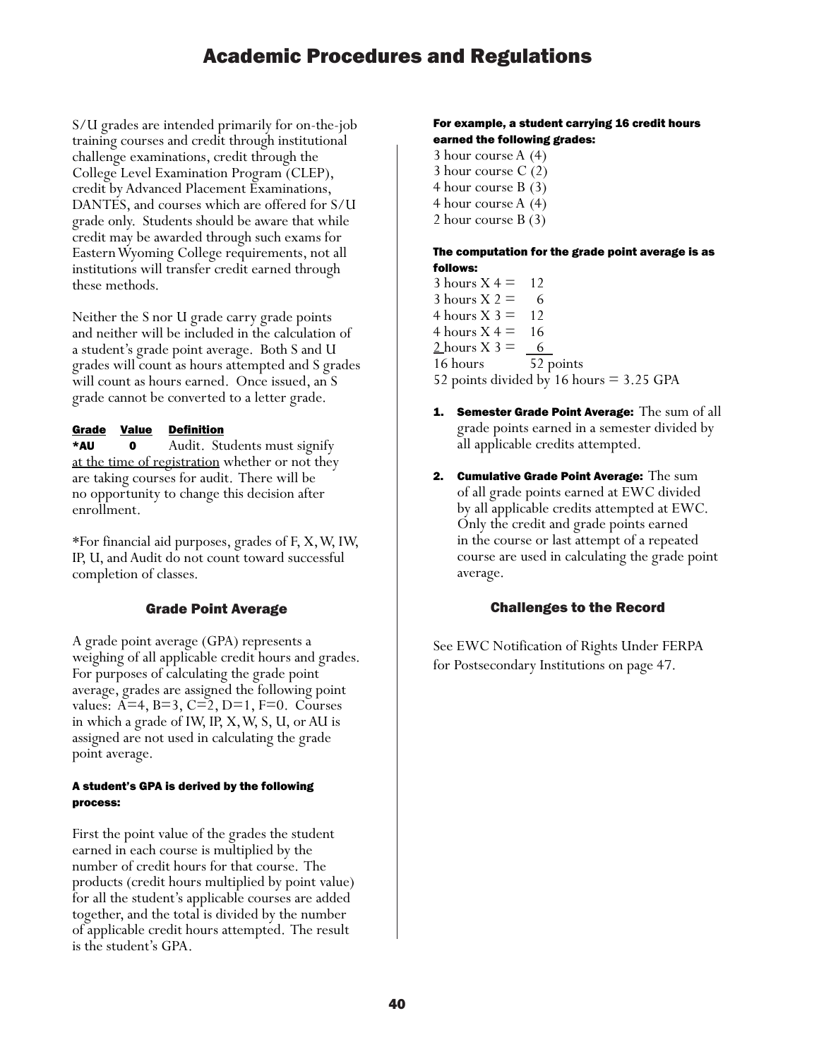# Academic Procedures and Regulations

S/U grades are intended primarily for on-the-job training courses and credit through institutional challenge examinations, credit through the College Level Examination Program (CLEP), credit by Advanced Placement Examinations, DANTES, and courses which are offered for S/U grade only. Students should be aware that while credit may be awarded through such exams for Eastern Wyoming College requirements, not all institutions will transfer credit earned through these methods.

Neither the S nor U grade carry grade points and neither will be included in the calculation of a student's grade point average. Both S and U grades will count as hours attempted and S grades will count as hours earned. Once issued, an S grade cannot be converted to a letter grade.

| Grade | Value | Definition |
|---|---|---|
| **\*AU** | **0** | Audit. Students must signify at the time of registration whether or not they are taking courses for audit. There will be no opportunity to change this decision after enrollment. |

*For financial aid purposes, grades of F, X, W, IW, IP, U, and Audit do not count toward successful completion of classes.

## Grade Point Average

A grade point average (GPA) represents a weighing of all applicable credit hours and grades. For purposes of calculating the grade point average, grades are assigned the following point values: A=4, B=3, C=2, D=1, F=0. Courses in which a grade of IW, IP, X, W, S, U, or AU is assigned are not used in calculating the grade point average.

**A student's GPA is derived by the following process:**

First the point value of the grades the student earned in each course is multiplied by the number of credit hours for that course. The products (credit hours multiplied by point value) for all the student's applicable courses are added together, and the total is divided by the number of applicable credit hours attempted. The result is the student's GPA.

**For example, a student carrying 16 credit hours earned the following grades:**

3 hour course A (4)
3 hour course C (2)
4 hour course B (3)
4 hour course A (4)
2 hour course B (3)

**The computation for the grade point average is as follows:**

3 hours X 4 = 12
3 hours X 2 = 6
4 hours X 3 = 12
4 hours X 4 = 16
2 hours X 3 = 6
16 hours 52 points
52 points divided by 16 hours = 3.25 GPA

1. **Semester Grade Point Average:** The sum of all grade points earned in a semester divided by all applicable credits attempted.
2. **Cumulative Grade Point Average:** The sum of all grade points earned at EWC divided by all applicable credits attempted at EWC. Only the credit and grade points earned in the course or last attempt of a repeated course are used in calculating the grade point average.

## Challenges to the Record

See EWC Notification of Rights Under FERPA for Postsecondary Institutions on page 47.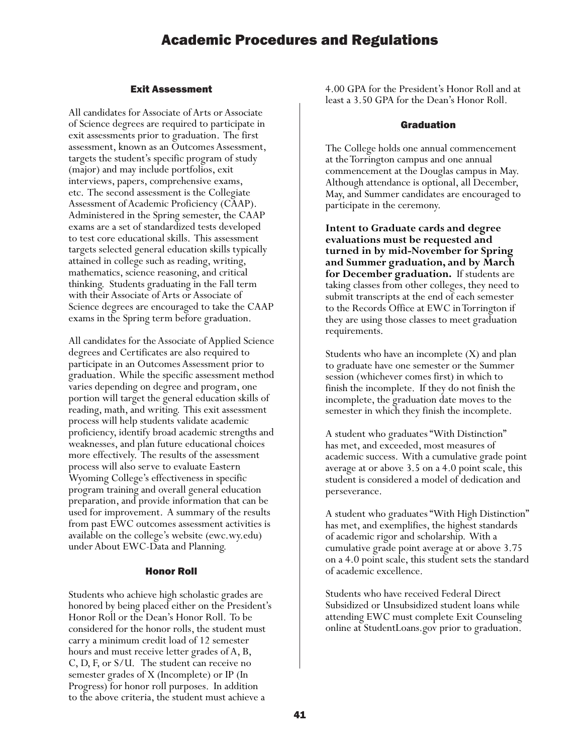# Academic Procedures and Regulations

## Exit Assessment

All candidates for Associate of Arts or Associate of Science degrees are required to participate in exit assessments prior to graduation. The first assessment, known as an Outcomes Assessment, targets the student's specific program of study (major) and may include portfolios, exit interviews, papers, comprehensive exams, etc. The second assessment is the Collegiate Assessment of Academic Proficiency (CAAP). Administered in the Spring semester, the CAAP exams are a set of standardized tests developed to test core educational skills. This assessment targets selected general education skills typically attained in college such as reading, writing, mathematics, science reasoning, and critical thinking. Students graduating in the Fall term with their Associate of Arts or Associate of Science degrees are encouraged to take the CAAP exams in the Spring term before graduation.

All candidates for the Associate of Applied Science degrees and Certificates are also required to participate in an Outcomes Assessment prior to graduation. While the specific assessment method varies depending on degree and program, one portion will target the general education skills of reading, math, and writing. This exit assessment process will help students validate academic proficiency, identify broad academic strengths and weaknesses, and plan future educational choices more effectively. The results of the assessment process will also serve to evaluate Eastern Wyoming College's effectiveness in specific program training and overall general education preparation, and provide information that can be used for improvement. A summary of the results from past EWC outcomes assessment activities is available on the college's website (ewc.wy.edu) under About EWC-Data and Planning.

## Honor Roll

Students who achieve high scholastic grades are honored by being placed either on the President's Honor Roll or the Dean's Honor Roll. To be considered for the honor rolls, the student must carry a minimum credit load of 12 semester hours and must receive letter grades of A, B, C, D, F, or S/U. The student can receive no semester grades of X (Incomplete) or IP (In Progress) for honor roll purposes. In addition to the above criteria, the student must achieve a 4.00 GPA for the President's Honor Roll and at least a 3.50 GPA for the Dean's Honor Roll.

## Graduation

The College holds one annual commencement at the Torrington campus and one annual commencement at the Douglas campus in May. Although attendance is optional, all December, May, and Summer candidates are encouraged to participate in the ceremony.

**Intent to Graduate cards and degree evaluations must be requested and turned in by mid-November for Spring and Summer graduation, and by March for December graduation.** If students are taking classes from other colleges, they need to submit transcripts at the end of each semester to the Records Office at EWC in Torrington if they are using those classes to meet graduation requirements.

Students who have an incomplete (X) and plan to graduate have one semester or the Summer session (whichever comes first) in which to finish the incomplete. If they do not finish the incomplete, the graduation date moves to the semester in which they finish the incomplete.

A student who graduates "With Distinction" has met, and exceeded, most measures of academic success. With a cumulative grade point average at or above 3.5 on a 4.0 point scale, this student is considered a model of dedication and perseverance.

A student who graduates "With High Distinction" has met, and exemplifies, the highest standards of academic rigor and scholarship. With a cumulative grade point average at or above 3.75 on a 4.0 point scale, this student sets the standard of academic excellence.

Students who have received Federal Direct Subsidized or Unsubsidized student loans while attending EWC must complete Exit Counseling online at StudentLoans.gov prior to graduation.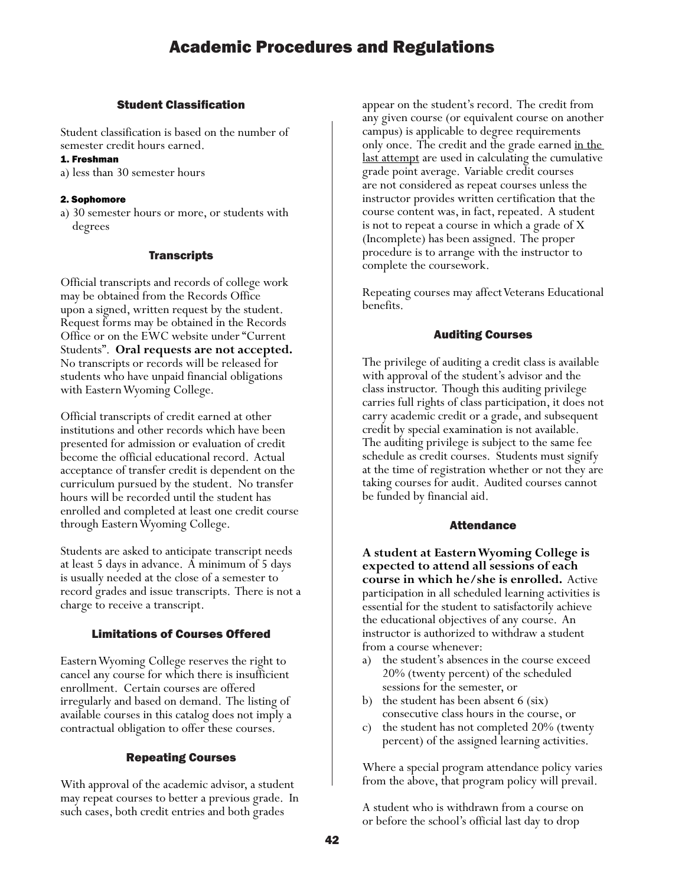# Academic Procedures and Regulations

## Student Classification

Student classification is based on the number of semester credit hours earned.

#### 1. Freshman

a) less than 30 semester hours

#### 2. Sophomore

a) 30 semester hours or more, or students with degrees

## Transcripts

Official transcripts and records of college work may be obtained from the Records Office upon a signed, written request by the student. Request forms may be obtained in the Records Office or on the EWC website under "Current Students". **Oral requests are not accepted.** No transcripts or records will be released for students who have unpaid financial obligations with Eastern Wyoming College.

Official transcripts of credit earned at other institutions and other records which have been presented for admission or evaluation of credit become the official educational record. Actual acceptance of transfer credit is dependent on the curriculum pursued by the student. No transfer hours will be recorded until the student has enrolled and completed at least one credit course through Eastern Wyoming College.

Students are asked to anticipate transcript needs at least 5 days in advance. A minimum of 5 days is usually needed at the close of a semester to record grades and issue transcripts. There is not a charge to receive a transcript.

## Limitations of Courses Offered

Eastern Wyoming College reserves the right to cancel any course for which there is insufficient enrollment. Certain courses are offered irregularly and based on demand. The listing of available courses in this catalog does not imply a contractual obligation to offer these courses.

## Repeating Courses

With approval of the academic advisor, a student may repeat courses to better a previous grade. In such cases, both credit entries and both grades appear on the student's record. The credit from any given course (or equivalent course on another campus) is applicable to degree requirements only once. The credit and the grade earned <u>in the last attempt</u> are used in calculating the cumulative grade point average. Variable credit courses are not considered as repeat courses unless the instructor provides written certification that the course content was, in fact, repeated. A student is not to repeat a course in which a grade of X (Incomplete) has been assigned. The proper procedure is to arrange with the instructor to complete the coursework.

Repeating courses may affect Veterans Educational benefits.

## Auditing Courses

The privilege of auditing a credit class is available with approval of the student's advisor and the class instructor. Though this auditing privilege carries full rights of class participation, it does not carry academic credit or a grade, and subsequent credit by special examination is not available. The auditing privilege is subject to the same fee schedule as credit courses. Students must signify at the time of registration whether or not they are taking courses for audit. Audited courses cannot be funded by financial aid.

## Attendance

**A student at Eastern Wyoming College is expected to attend all sessions of each course in which he/she is enrolled.** Active participation in all scheduled learning activities is essential for the student to satisfactorily achieve the educational objectives of any course. An instructor is authorized to withdraw a student from a course whenever:

a) the student's absences in the course exceed 20% (twenty percent) of the scheduled sessions for the semester, or
b) the student has been absent 6 (six) consecutive class hours in the course, or
c) the student has not completed 20% (twenty percent) of the assigned learning activities.

Where a special program attendance policy varies from the above, that program policy will prevail.

A student who is withdrawn from a course on or before the school's official last day to drop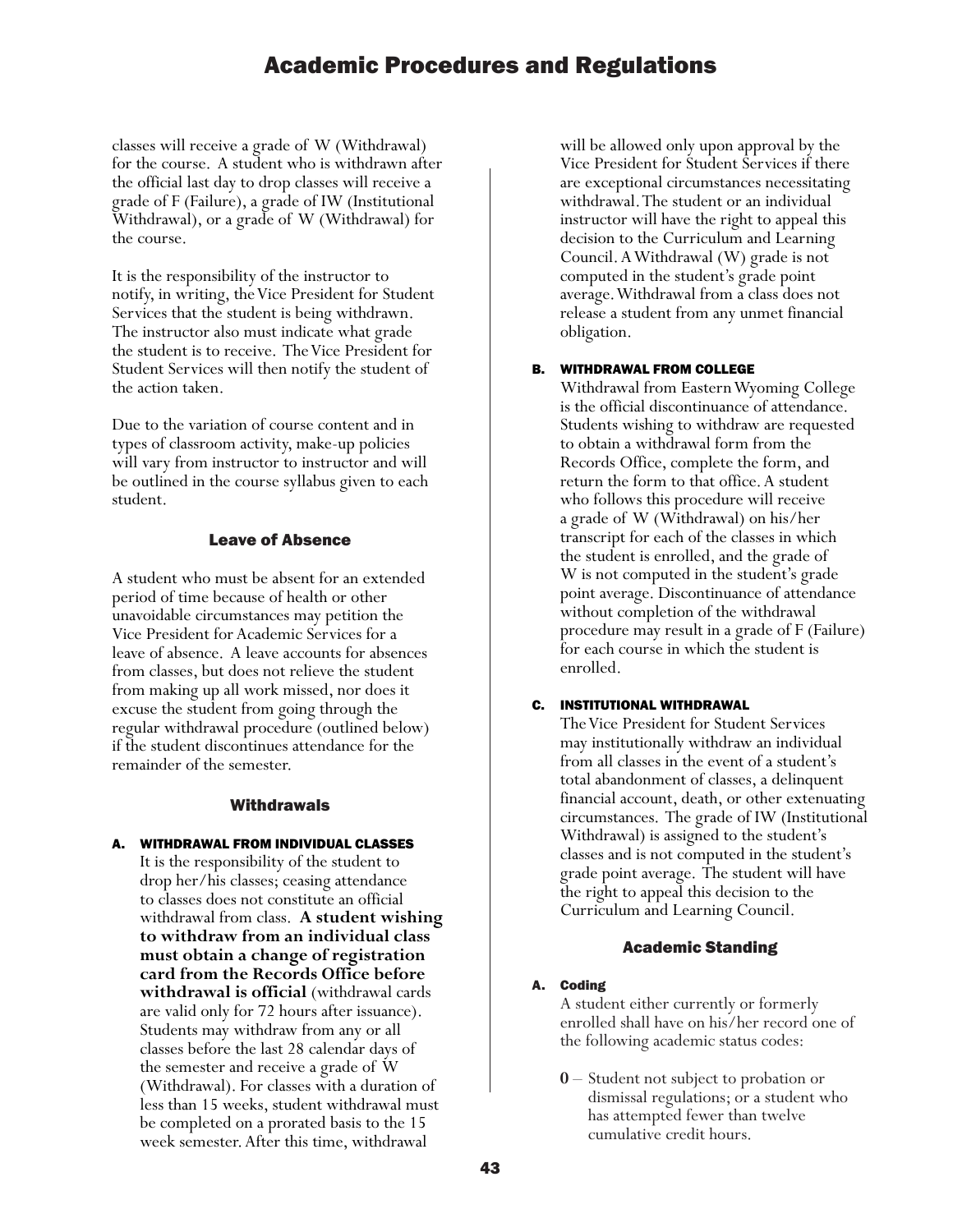classes will receive a grade of W (Withdrawal) for the course. A student who is withdrawn after the official last day to drop classes will receive a grade of F (Failure), a grade of IW (Institutional Withdrawal), or a grade of W (Withdrawal) for the course.

It is the responsibility of the instructor to notify, in writing, the Vice President for Student Services that the student is being withdrawn. The instructor also must indicate what grade the student is to receive. The Vice President for Student Services will then notify the student of the action taken.

Due to the variation of course content and in types of classroom activity, make-up policies will vary from instructor to instructor and will be outlined in the course syllabus given to each student.

## Leave of Absence

A student who must be absent for an extended period of time because of health or other unavoidable circumstances may petition the Vice President for Academic Services for a leave of absence. A leave accounts for absences from classes, but does not relieve the student from making up all work missed, nor does it excuse the student from going through the regular withdrawal procedure (outlined below) if the student discontinues attendance for the remainder of the semester.

## Withdrawals

### A. WITHDRAWAL FROM INDIVIDUAL CLASSES

It is the responsibility of the student to drop her/his classes; ceasing attendance to classes does not constitute an official withdrawal from class. **A student wishing to withdraw from an individual class must obtain a change of registration card from the Records Office before withdrawal is official** (withdrawal cards are valid only for 72 hours after issuance). Students may withdraw from any or all classes before the last 28 calendar days of the semester and receive a grade of W (Withdrawal). For classes with a duration of less than 15 weeks, student withdrawal must be completed on a prorated basis to the 15 week semester. After this time, withdrawal will be allowed only upon approval by the Vice President for Student Services if there are exceptional circumstances necessitating withdrawal. The student or an individual instructor will have the right to appeal this decision to the Curriculum and Learning Council. A Withdrawal (W) grade is not computed in the student's grade point average. Withdrawal from a class does not release a student from any unmet financial obligation.

### B. WITHDRAWAL FROM COLLEGE

Withdrawal from Eastern Wyoming College is the official discontinuance of attendance. Students wishing to withdraw are requested to obtain a withdrawal form from the Records Office, complete the form, and return the form to that office. A student who follows this procedure will receive a grade of W (Withdrawal) on his/her transcript for each of the classes in which the student is enrolled, and the grade of W is not computed in the student's grade point average. Discontinuance of attendance without completion of the withdrawal procedure may result in a grade of F (Failure) for each course in which the student is enrolled.

### C. INSTITUTIONAL WITHDRAWAL

The Vice President for Student Services may institutionally withdraw an individual from all classes in the event of a student's total abandonment of classes, a delinquent financial account, death, or other extenuating circumstances. The grade of IW (Institutional Withdrawal) is assigned to the student's classes and is not computed in the student's grade point average. The student will have the right to appeal this decision to the Curriculum and Learning Council.

## Academic Standing

### A. Coding

A student either currently or formerly enrolled shall have on his/her record one of the following academic status codes:

- **0** – Student not subject to probation or dismissal regulations; or a student who has attempted fewer than twelve cumulative credit hours.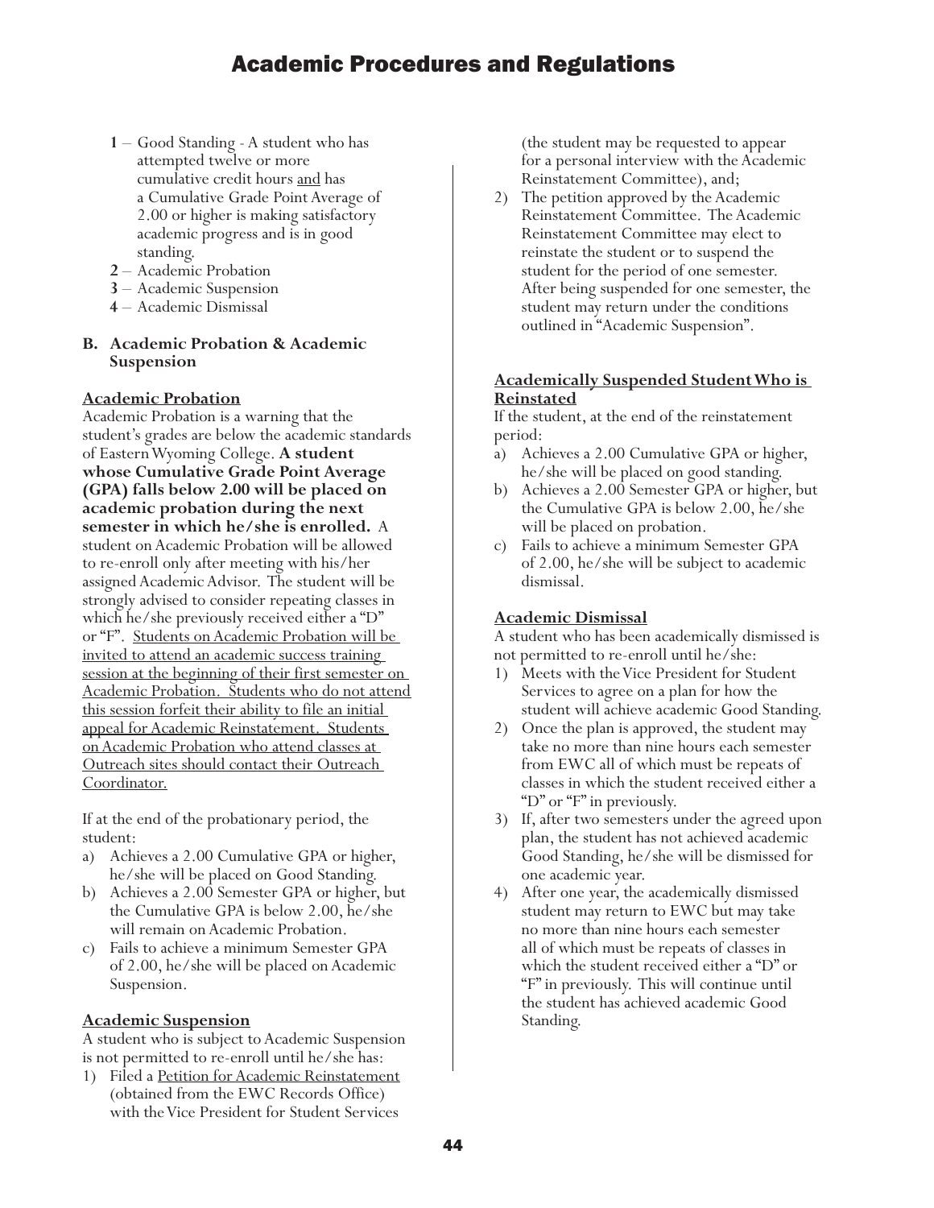# Academic Procedures and Regulations

- **1** – Good Standing - A student who has attempted twelve or more cumulative credit hours and has a Cumulative Grade Point Average of 2.00 or higher is making satisfactory academic progress and is in good standing.
- **2** – Academic Probation
- **3** – Academic Suspension
- **4** – Academic Dismissal

### B. Academic Probation & Academic Suspension

**Academic Probation**

Academic Probation is a warning that the student's grades are below the academic standards of Eastern Wyoming College. **A student whose Cumulative Grade Point Average (GPA) falls below 2.00 will be placed on academic probation during the next semester in which he/she is enrolled.** A student on Academic Probation will be allowed to re-enroll only after meeting with his/her assigned Academic Advisor. The student will be strongly advised to consider repeating classes in which he/she previously received either a "D" or "F". Students on Academic Probation will be invited to attend an academic success training session at the beginning of their first semester on Academic Probation. Students who do not attend this session forfeit their ability to file an initial appeal for Academic Reinstatement. Students on Academic Probation who attend classes at Outreach sites should contact their Outreach Coordinator.

If at the end of the probationary period, the student:

a) Achieves a 2.00 Cumulative GPA or higher, he/she will be placed on Good Standing.
b) Achieves a 2.00 Semester GPA or higher, but the Cumulative GPA is below 2.00, he/she will remain on Academic Probation.
c) Fails to achieve a minimum Semester GPA of 2.00, he/she will be placed on Academic Suspension.

**Academic Suspension**

A student who is subject to Academic Suspension is not permitted to re-enroll until he/she has:

1) Filed a Petition for Academic Reinstatement (obtained from the EWC Records Office) with the Vice President for Student Services (the student may be requested to appear for a personal interview with the Academic Reinstatement Committee), and;
2) The petition approved by the Academic Reinstatement Committee. The Academic Reinstatement Committee may elect to reinstate the student or to suspend the student for the period of one semester. After being suspended for one semester, the student may return under the conditions outlined in "Academic Suspension".

**Academically Suspended Student Who is Reinstated**

If the student, at the end of the reinstatement period:

a) Achieves a 2.00 Cumulative GPA or higher, he/she will be placed on good standing.
b) Achieves a 2.00 Semester GPA or higher, but the Cumulative GPA is below 2.00, he/she will be placed on probation.
c) Fails to achieve a minimum Semester GPA of 2.00, he/she will be subject to academic dismissal.

**Academic Dismissal**

A student who has been academically dismissed is not permitted to re-enroll until he/she:

1) Meets with the Vice President for Student Services to agree on a plan for how the student will achieve academic Good Standing.
2) Once the plan is approved, the student may take no more than nine hours each semester from EWC all of which must be repeats of classes in which the student received either a "D" or "F" in previously.
3) If, after two semesters under the agreed upon plan, the student has not achieved academic Good Standing, he/she will be dismissed for one academic year.
4) After one year, the academically dismissed student may return to EWC but may take no more than nine hours each semester all of which must be repeats of classes in which the student received either a "D" or "F" in previously. This will continue until the student has achieved academic Good Standing.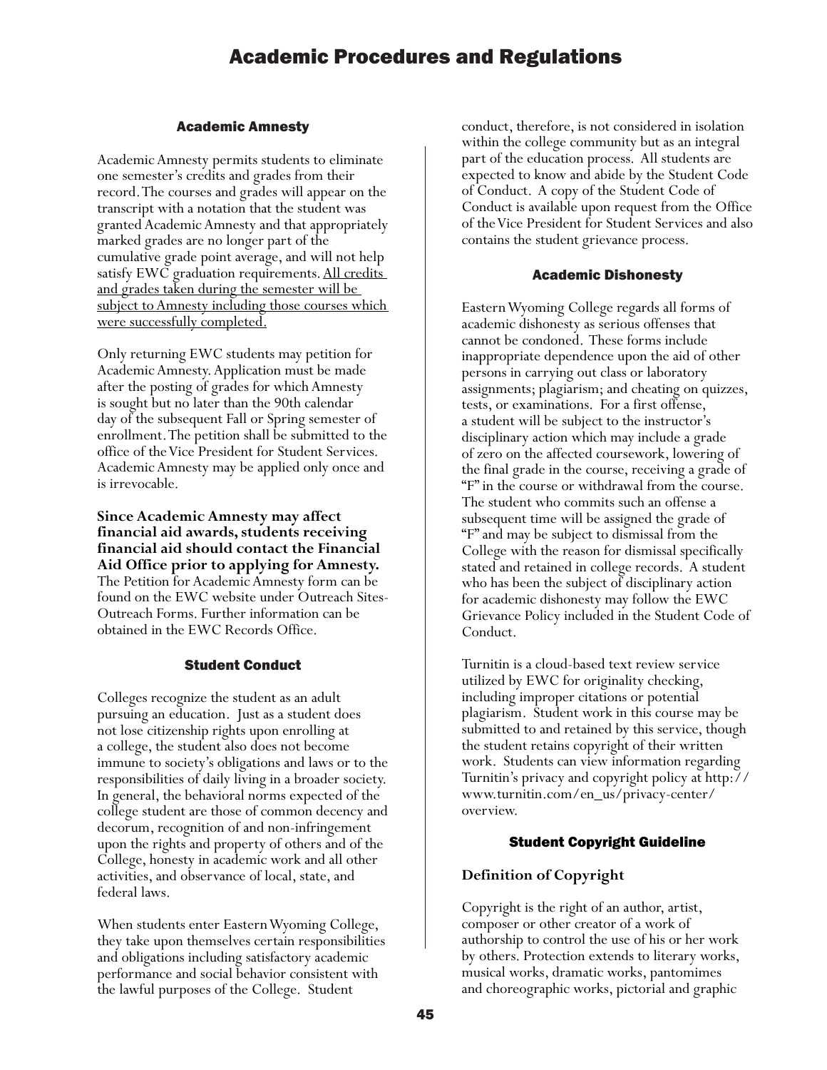# Academic Procedures and Regulations

## Academic Amnesty

Academic Amnesty permits students to eliminate one semester's credits and grades from their record. The courses and grades will appear on the transcript with a notation that the student was granted Academic Amnesty and that appropriately marked grades are no longer part of the cumulative grade point average, and will not help satisfy EWC graduation requirements. <u>All credits and grades taken during the semester will be subject to Amnesty including those courses which were successfully completed.</u>

Only returning EWC students may petition for Academic Amnesty. Application must be made after the posting of grades for which Amnesty is sought but no later than the 90th calendar day of the subsequent Fall or Spring semester of enrollment. The petition shall be submitted to the office of the Vice President for Student Services. Academic Amnesty may be applied only once and is irrevocable.

**Since Academic Amnesty may affect financial aid awards, students receiving financial aid should contact the Financial Aid Office prior to applying for Amnesty.** The Petition for Academic Amnesty form can be found on the EWC website under Outreach Sites-Outreach Forms. Further information can be obtained in the EWC Records Office.

## Student Conduct

Colleges recognize the student as an adult pursuing an education. Just as a student does not lose citizenship rights upon enrolling at a college, the student also does not become immune to society's obligations and laws or to the responsibilities of daily living in a broader society. In general, the behavioral norms expected of the college student are those of common decency and decorum, recognition of and non-infringement upon the rights and property of others and of the College, honesty in academic work and all other activities, and observance of local, state, and federal laws.

When students enter Eastern Wyoming College, they take upon themselves certain responsibilities and obligations including satisfactory academic performance and social behavior consistent with the lawful purposes of the College. Student conduct, therefore, is not considered in isolation within the college community but as an integral part of the education process. All students are expected to know and abide by the Student Code of Conduct. A copy of the Student Code of Conduct is available upon request from the Office of the Vice President for Student Services and also contains the student grievance process.

## Academic Dishonesty

Eastern Wyoming College regards all forms of academic dishonesty as serious offenses that cannot be condoned. These forms include inappropriate dependence upon the aid of other persons in carrying out class or laboratory assignments; plagiarism; and cheating on quizzes, tests, or examinations. For a first offense, a student will be subject to the instructor's disciplinary action which may include a grade of zero on the affected coursework, lowering of the final grade in the course, receiving a grade of "F" in the course or withdrawal from the course. The student who commits such an offense a subsequent time will be assigned the grade of "F" and may be subject to dismissal from the College with the reason for dismissal specifically stated and retained in college records. A student who has been the subject of disciplinary action for academic dishonesty may follow the EWC Grievance Policy included in the Student Code of Conduct.

Turnitin is a cloud-based text review service utilized by EWC for originality checking, including improper citations or potential plagiarism. Student work in this course may be submitted to and retained by this service, though the student retains copyright of their written work. Students can view information regarding Turnitin's privacy and copyright policy at http://www.turnitin.com/en_us/privacy-center/overview.

## Student Copyright Guideline

### Definition of Copyright

Copyright is the right of an author, artist, composer or other creator of a work of authorship to control the use of his or her work by others. Protection extends to literary works, musical works, dramatic works, pantomimes and choreographic works, pictorial and graphic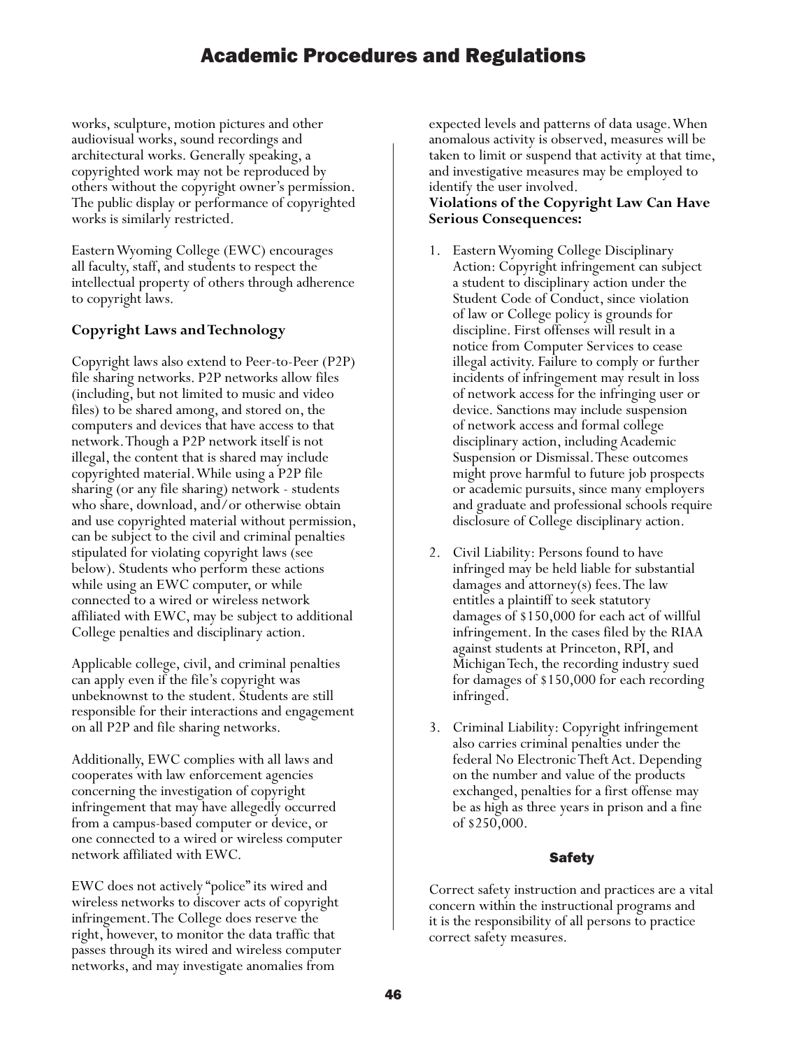works, sculpture, motion pictures and other audiovisual works, sound recordings and architectural works. Generally speaking, a copyrighted work may not be reproduced by others without the copyright owner's permission. The public display or performance of copyrighted works is similarly restricted.

Eastern Wyoming College (EWC) encourages all faculty, staff, and students to respect the intellectual property of others through adherence to copyright laws.

### Copyright Laws and Technology

Copyright laws also extend to Peer-to-Peer (P2P) file sharing networks. P2P networks allow files (including, but not limited to music and video files) to be shared among, and stored on, the computers and devices that have access to that network. Though a P2P network itself is not illegal, the content that is shared may include copyrighted material. While using a P2P file sharing (or any file sharing) network - students who share, download, and/or otherwise obtain and use copyrighted material without permission, can be subject to the civil and criminal penalties stipulated for violating copyright laws (see below). Students who perform these actions while using an EWC computer, or while connected to a wired or wireless network affiliated with EWC, may be subject to additional College penalties and disciplinary action.

Applicable college, civil, and criminal penalties can apply even if the file's copyright was unbeknownst to the student. Students are still responsible for their interactions and engagement on all P2P and file sharing networks.

Additionally, EWC complies with all laws and cooperates with law enforcement agencies concerning the investigation of copyright infringement that may have allegedly occurred from a campus-based computer or device, or one connected to a wired or wireless computer network affiliated with EWC.

EWC does not actively "police" its wired and wireless networks to discover acts of copyright infringement. The College does reserve the right, however, to monitor the data traffic that passes through its wired and wireless computer networks, and may investigate anomalies from expected levels and patterns of data usage. When anomalous activity is observed, measures will be taken to limit or suspend that activity at that time, and investigative measures may be employed to identify the user involved.

**Violations of the Copyright Law Can Have Serious Consequences:**

1. Eastern Wyoming College Disciplinary Action: Copyright infringement can subject a student to disciplinary action under the Student Code of Conduct, since violation of law or College policy is grounds for discipline. First offenses will result in a notice from Computer Services to cease illegal activity. Failure to comply or further incidents of infringement may result in loss of network access for the infringing user or device. Sanctions may include suspension of network access and formal college disciplinary action, including Academic Suspension or Dismissal. These outcomes might prove harmful to future job prospects or academic pursuits, since many employers and graduate and professional schools require disclosure of College disciplinary action.
2. Civil Liability: Persons found to have infringed may be held liable for substantial damages and attorney(s) fees. The law entitles a plaintiff to seek statutory damages of $150,000 for each act of willful infringement. In the cases filed by the RIAA against students at Princeton, RPI, and Michigan Tech, the recording industry sued for damages of $150,000 for each recording infringed.
3. Criminal Liability: Copyright infringement also carries criminal penalties under the federal No Electronic Theft Act. Depending on the number and value of the products exchanged, penalties for a first offense may be as high as three years in prison and a fine of $250,000.

## Safety

Correct safety instruction and practices are a vital concern within the instructional programs and it is the responsibility of all persons to practice correct safety measures.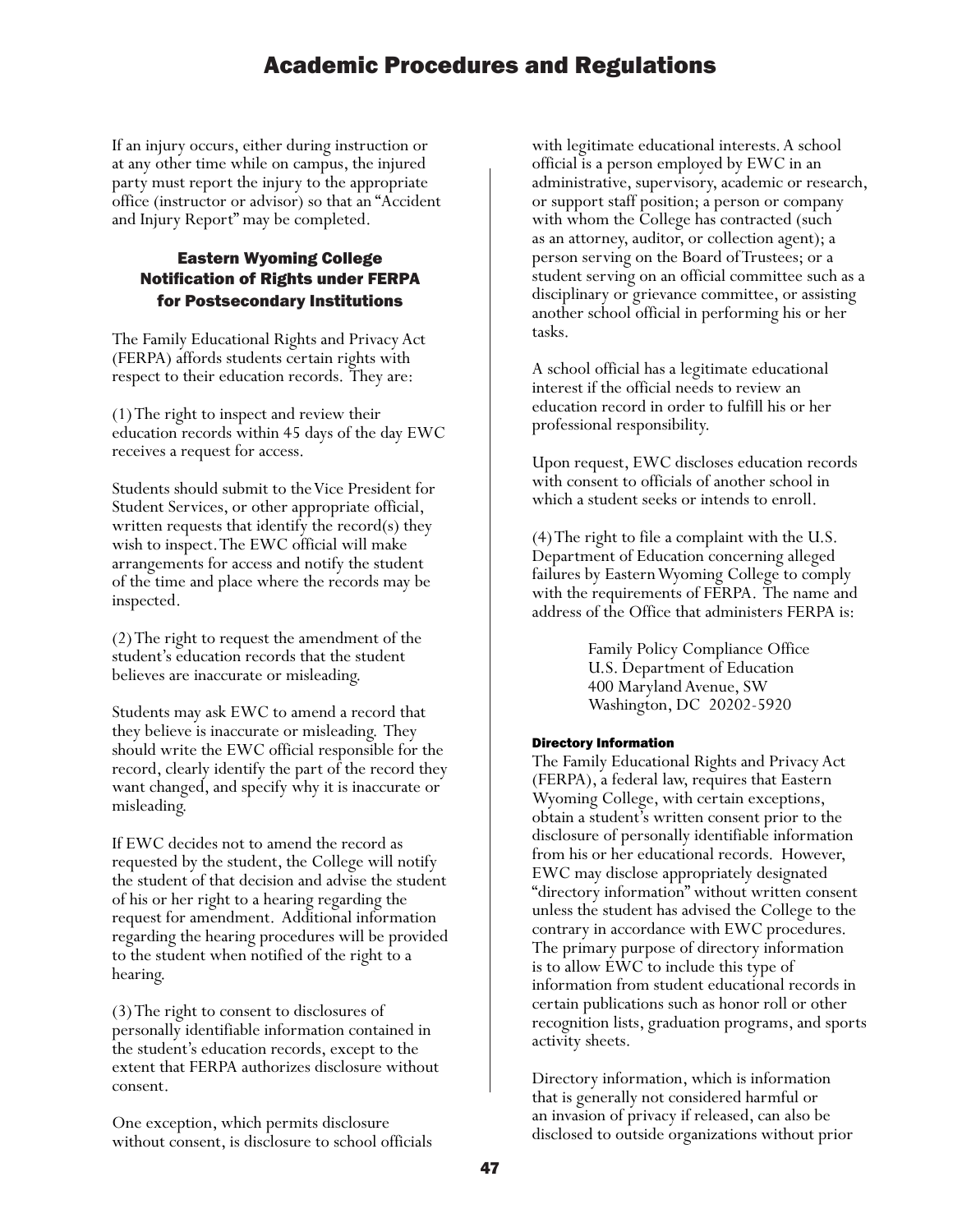If an injury occurs, either during instruction or at any other time while on campus, the injured party must report the injury to the appropriate office (instructor or advisor) so that an "Accident and Injury Report" may be completed.

## Eastern Wyoming College Notification of Rights under FERPA for Postsecondary Institutions

The Family Educational Rights and Privacy Act (FERPA) affords students certain rights with respect to their education records. They are:

(1) The right to inspect and review their education records within 45 days of the day EWC receives a request for access.

Students should submit to the Vice President for Student Services, or other appropriate official, written requests that identify the record(s) they wish to inspect. The EWC official will make arrangements for access and notify the student of the time and place where the records may be inspected.

(2) The right to request the amendment of the student's education records that the student believes are inaccurate or misleading.

Students may ask EWC to amend a record that they believe is inaccurate or misleading. They should write the EWC official responsible for the record, clearly identify the part of the record they want changed, and specify why it is inaccurate or misleading.

If EWC decides not to amend the record as requested by the student, the College will notify the student of that decision and advise the student of his or her right to a hearing regarding the request for amendment. Additional information regarding the hearing procedures will be provided to the student when notified of the right to a hearing.

(3) The right to consent to disclosures of personally identifiable information contained in the student's education records, except to the extent that FERPA authorizes disclosure without consent.

One exception, which permits disclosure without consent, is disclosure to school officials with legitimate educational interests. A school official is a person employed by EWC in an administrative, supervisory, academic or research, or support staff position; a person or company with whom the College has contracted (such as an attorney, auditor, or collection agent); a person serving on the Board of Trustees; or a student serving on an official committee such as a disciplinary or grievance committee, or assisting another school official in performing his or her tasks.

A school official has a legitimate educational interest if the official needs to review an education record in order to fulfill his or her professional responsibility.

Upon request, EWC discloses education records with consent to officials of another school in which a student seeks or intends to enroll.

(4) The right to file a complaint with the U.S. Department of Education concerning alleged failures by Eastern Wyoming College to comply with the requirements of FERPA. The name and address of the Office that administers FERPA is:

Family Policy Compliance Office
U.S. Department of Education
400 Maryland Avenue, SW
Washington, DC 20202-5920

#### Directory Information

The Family Educational Rights and Privacy Act (FERPA), a federal law, requires that Eastern Wyoming College, with certain exceptions, obtain a student's written consent prior to the disclosure of personally identifiable information from his or her educational records. However, EWC may disclose appropriately designated "directory information" without written consent unless the student has advised the College to the contrary in accordance with EWC procedures. The primary purpose of directory information is to allow EWC to include this type of information from student educational records in certain publications such as honor roll or other recognition lists, graduation programs, and sports activity sheets.

Directory information, which is information that is generally not considered harmful or an invasion of privacy if released, can also be disclosed to outside organizations without prior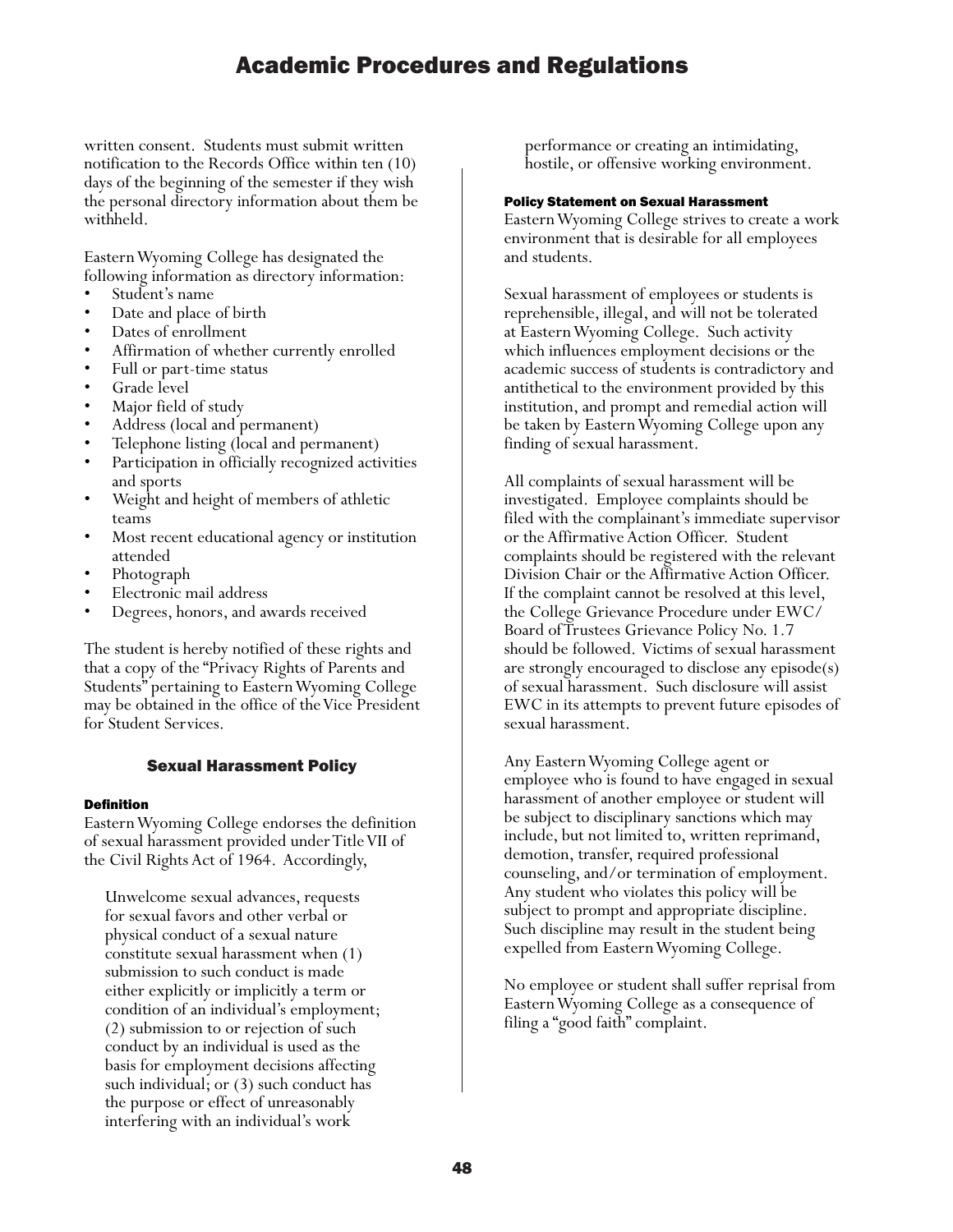written consent. Students must submit written notification to the Records Office within ten (10) days of the beginning of the semester if they wish the personal directory information about them be withheld.

Eastern Wyoming College has designated the following information as directory information:

- Student's name
- Date and place of birth
- Dates of enrollment
- Affirmation of whether currently enrolled
- Full or part-time status
- Grade level
- Major field of study
- Address (local and permanent)
- Telephone listing (local and permanent)
- Participation in officially recognized activities and sports
- Weight and height of members of athletic teams
- Most recent educational agency or institution attended
- Photograph
- Electronic mail address
- Degrees, honors, and awards received

The student is hereby notified of these rights and that a copy of the "Privacy Rights of Parents and Students" pertaining to Eastern Wyoming College may be obtained in the office of the Vice President for Student Services.

## Sexual Harassment Policy

#### Definition

Eastern Wyoming College endorses the definition of sexual harassment provided under Title VII of the Civil Rights Act of 1964. Accordingly,

> Unwelcome sexual advances, requests for sexual favors and other verbal or physical conduct of a sexual nature constitute sexual harassment when (1) submission to such conduct is made either explicitly or implicitly a term or condition of an individual's employment; (2) submission to or rejection of such conduct by an individual is used as the basis for employment decisions affecting such individual; or (3) such conduct has the purpose or effect of unreasonably interfering with an individual's work performance or creating an intimidating, hostile, or offensive working environment.

#### Policy Statement on Sexual Harassment

Eastern Wyoming College strives to create a work environment that is desirable for all employees and students.

Sexual harassment of employees or students is reprehensible, illegal, and will not be tolerated at Eastern Wyoming College. Such activity which influences employment decisions or the academic success of students is contradictory and antithetical to the environment provided by this institution, and prompt and remedial action will be taken by Eastern Wyoming College upon any finding of sexual harassment.

All complaints of sexual harassment will be investigated. Employee complaints should be filed with the complainant's immediate supervisor or the Affirmative Action Officer. Student complaints should be registered with the relevant Division Chair or the Affirmative Action Officer. If the complaint cannot be resolved at this level, the College Grievance Procedure under EWC/ Board of Trustees Grievance Policy No. 1.7 should be followed. Victims of sexual harassment are strongly encouraged to disclose any episode(s) of sexual harassment. Such disclosure will assist EWC in its attempts to prevent future episodes of sexual harassment.

Any Eastern Wyoming College agent or employee who is found to have engaged in sexual harassment of another employee or student will be subject to disciplinary sanctions which may include, but not limited to, written reprimand, demotion, transfer, required professional counseling, and/or termination of employment. Any student who violates this policy will be subject to prompt and appropriate discipline. Such discipline may result in the student being expelled from Eastern Wyoming College.

No employee or student shall suffer reprisal from Eastern Wyoming College as a consequence of filing a "good faith" complaint.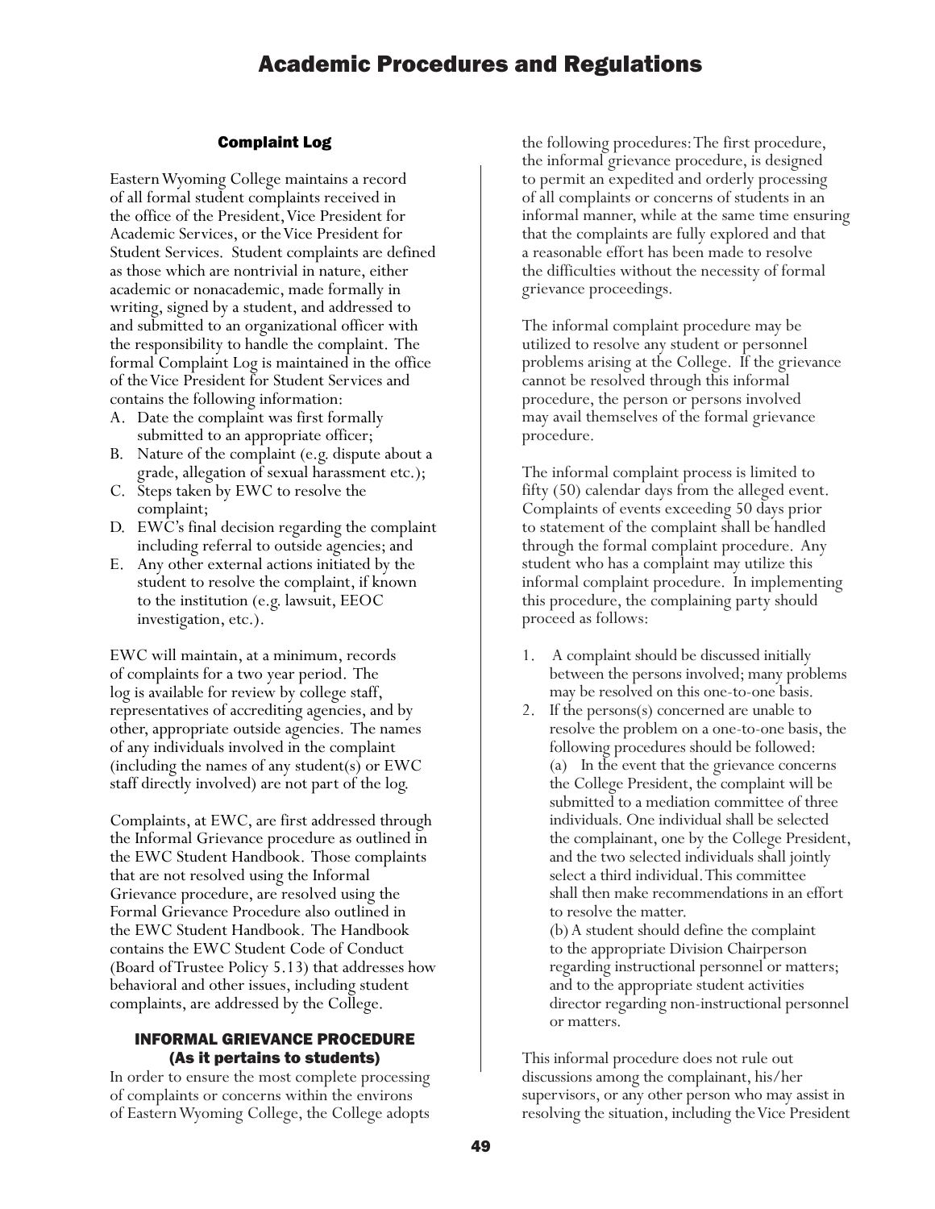## Complaint Log

Eastern Wyoming College maintains a record of all formal student complaints received in the office of the President, Vice President for Academic Services, or the Vice President for Student Services. Student complaints are defined as those which are nontrivial in nature, either academic or nonacademic, made formally in writing, signed by a student, and addressed to and submitted to an organizational officer with the responsibility to handle the complaint. The formal Complaint Log is maintained in the office of the Vice President for Student Services and contains the following information:

A. Date the complaint was first formally submitted to an appropriate officer;
B. Nature of the complaint (e.g. dispute about a grade, allegation of sexual harassment etc.);
C. Steps taken by EWC to resolve the complaint;
D. EWC's final decision regarding the complaint including referral to outside agencies; and
E. Any other external actions initiated by the student to resolve the complaint, if known to the institution (e.g. lawsuit, EEOC investigation, etc.).

EWC will maintain, at a minimum, records of complaints for a two year period. The log is available for review by college staff, representatives of accrediting agencies, and by other, appropriate outside agencies. The names of any individuals involved in the complaint (including the names of any student(s) or EWC staff directly involved) are not part of the log.

Complaints, at EWC, are first addressed through the Informal Grievance procedure as outlined in the EWC Student Handbook. Those complaints that are not resolved using the Informal Grievance procedure, are resolved using the Formal Grievance Procedure also outlined in the EWC Student Handbook. The Handbook contains the EWC Student Code of Conduct (Board of Trustee Policy 5.13) that addresses how behavioral and other issues, including student complaints, are addressed by the College.

## INFORMAL GRIEVANCE PROCEDURE (As it pertains to students)

In order to ensure the most complete processing of complaints or concerns within the environs of Eastern Wyoming College, the College adopts the following procedures: The first procedure, the informal grievance procedure, is designed to permit an expedited and orderly processing of all complaints or concerns of students in an informal manner, while at the same time ensuring that the complaints are fully explored and that a reasonable effort has been made to resolve the difficulties without the necessity of formal grievance proceedings.

The informal complaint procedure may be utilized to resolve any student or personnel problems arising at the College. If the grievance cannot be resolved through this informal procedure, the person or persons involved may avail themselves of the formal grievance procedure.

The informal complaint process is limited to fifty (50) calendar days from the alleged event. Complaints of events exceeding 50 days prior to statement of the complaint shall be handled through the formal complaint procedure. Any student who has a complaint may utilize this informal complaint procedure. In implementing this procedure, the complaining party should proceed as follows:

1. A complaint should be discussed initially between the persons involved; many problems may be resolved on this one-to-one basis.
2. If the persons(s) concerned are unable to resolve the problem on a one-to-one basis, the following procedures should be followed:
   (a) In the event that the grievance concerns the College President, the complaint will be submitted to a mediation committee of three individuals. One individual shall be selected the complainant, one by the College President, and the two selected individuals shall jointly select a third individual. This committee shall then make recommendations in an effort to resolve the matter.
   (b) A student should define the complaint to the appropriate Division Chairperson regarding instructional personnel or matters; and to the appropriate student activities director regarding non-instructional personnel or matters.

This informal procedure does not rule out discussions among the complainant, his/her supervisors, or any other person who may assist in resolving the situation, including the Vice President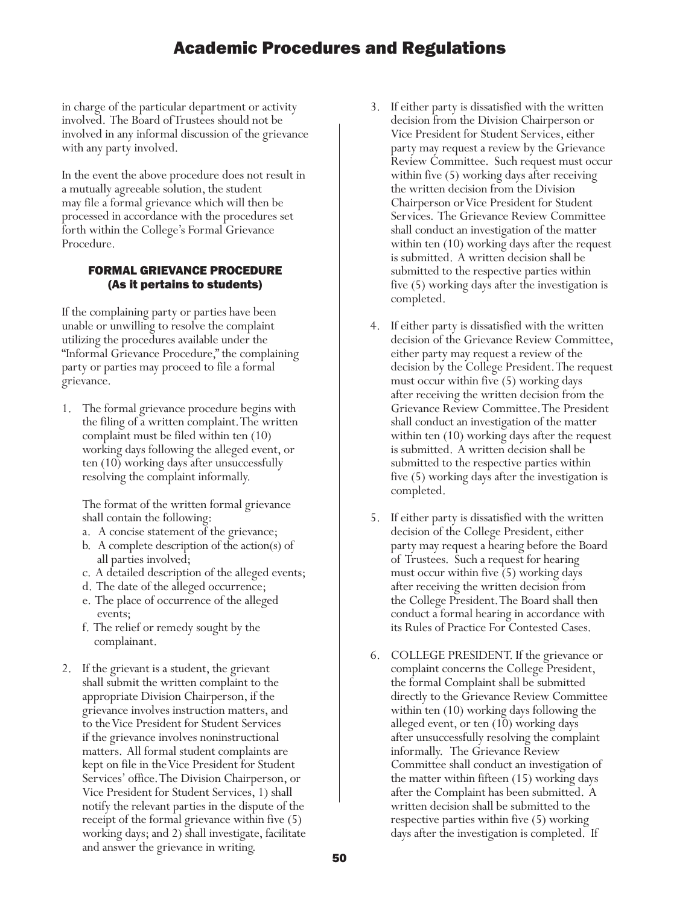in charge of the particular department or activity involved. The Board of Trustees should not be involved in any informal discussion of the grievance with any party involved.

In the event the above procedure does not result in a mutually agreeable solution, the student may file a formal grievance which will then be processed in accordance with the procedures set forth within the College's Formal Grievance Procedure.

### FORMAL GRIEVANCE PROCEDURE (As it pertains to students)

If the complaining party or parties have been unable or unwilling to resolve the complaint utilizing the procedures available under the "Informal Grievance Procedure," the complaining party or parties may proceed to file a formal grievance.

1. The formal grievance procedure begins with the filing of a written complaint. The written complaint must be filed within ten (10) working days following the alleged event, or ten (10) working days after unsuccessfully resolving the complaint informally.

   The format of the written formal grievance shall contain the following:
   a. A concise statement of the grievance;
   b. A complete description of the action(s) of all parties involved;
   c. A detailed description of the alleged events;
   d. The date of the alleged occurrence;
   e. The place of occurrence of the alleged events;
   f. The relief or remedy sought by the complainant.

2. If the grievant is a student, the grievant shall submit the written complaint to the appropriate Division Chairperson, if the grievance involves instruction matters, and to the Vice President for Student Services if the grievance involves noninstructional matters. All formal student complaints are kept on file in the Vice President for Student Services' office. The Division Chairperson, or Vice President for Student Services, 1) shall notify the relevant parties in the dispute of the receipt of the formal grievance within five (5) working days; and 2) shall investigate, facilitate and answer the grievance in writing.

3. If either party is dissatisfied with the written decision from the Division Chairperson or Vice President for Student Services, either party may request a review by the Grievance Review Committee. Such request must occur within five (5) working days after receiving the written decision from the Division Chairperson or Vice President for Student Services. The Grievance Review Committee shall conduct an investigation of the matter within ten (10) working days after the request is submitted. A written decision shall be submitted to the respective parties within five (5) working days after the investigation is completed.

4. If either party is dissatisfied with the written decision of the Grievance Review Committee, either party may request a review of the decision by the College President. The request must occur within five (5) working days after receiving the written decision from the Grievance Review Committee. The President shall conduct an investigation of the matter within ten (10) working days after the request is submitted. A written decision shall be submitted to the respective parties within five (5) working days after the investigation is completed.

5. If either party is dissatisfied with the written decision of the College President, either party may request a hearing before the Board of Trustees. Such a request for hearing must occur within five (5) working days after receiving the written decision from the College President. The Board shall then conduct a formal hearing in accordance with its Rules of Practice For Contested Cases.

6. COLLEGE PRESIDENT. If the grievance or complaint concerns the College President, the formal Complaint shall be submitted directly to the Grievance Review Committee within ten (10) working days following the alleged event, or ten (10) working days after unsuccessfully resolving the complaint informally. The Grievance Review Committee shall conduct an investigation of the matter within fifteen (15) working days after the Complaint has been submitted. A written decision shall be submitted to the respective parties within five (5) working days after the investigation is completed. If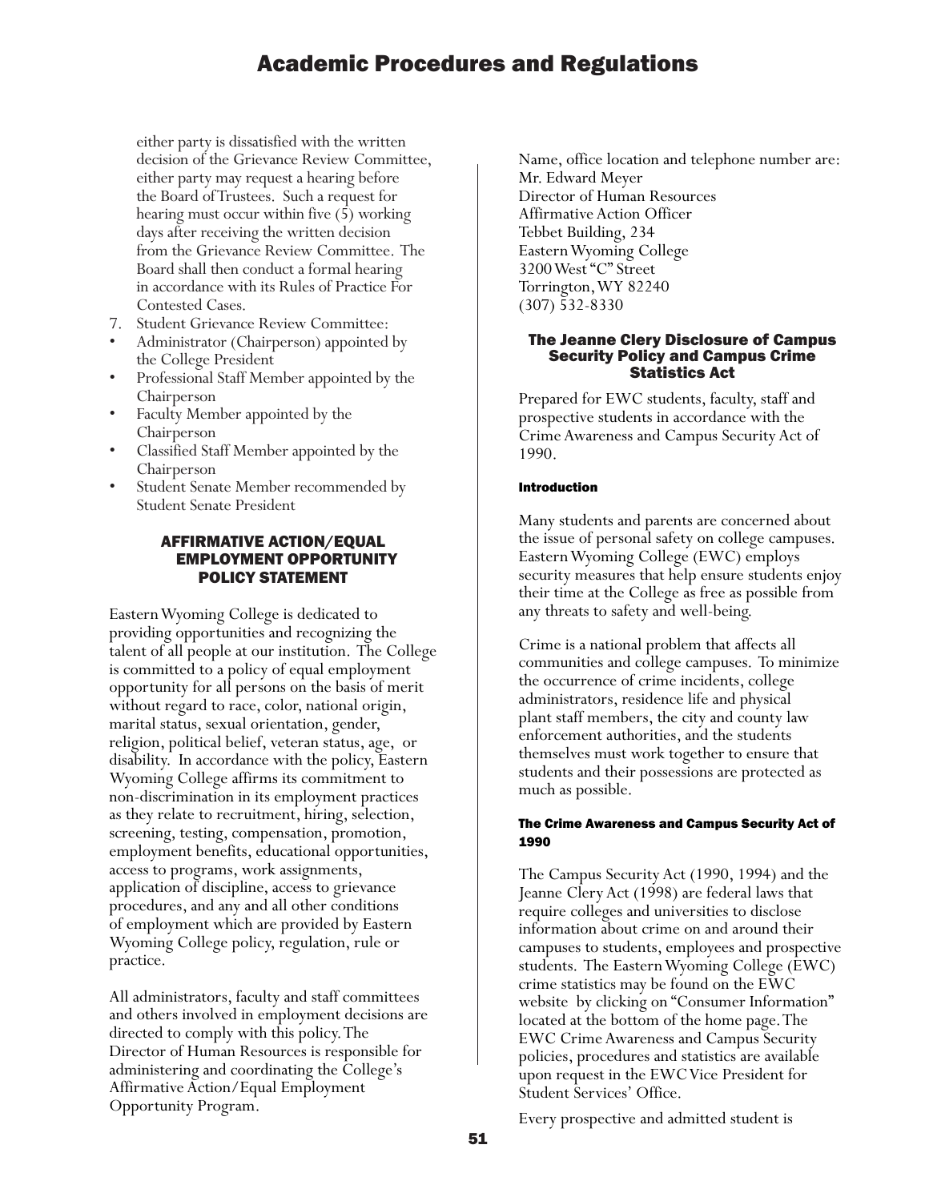either party is dissatisfied with the written decision of the Grievance Review Committee, either party may request a hearing before the Board of Trustees. Such a request for hearing must occur within five (5) working days after receiving the written decision from the Grievance Review Committee. The Board shall then conduct a formal hearing in accordance with its Rules of Practice For Contested Cases.

7. Student Grievance Review Committee:

- Administrator (Chairperson) appointed by the College President
- Professional Staff Member appointed by the Chairperson
- Faculty Member appointed by the Chairperson
- Classified Staff Member appointed by the Chairperson
- Student Senate Member recommended by Student Senate President

## AFFIRMATIVE ACTION/EQUAL EMPLOYMENT OPPORTUNITY POLICY STATEMENT

Eastern Wyoming College is dedicated to providing opportunities and recognizing the talent of all people at our institution. The College is committed to a policy of equal employment opportunity for all persons on the basis of merit without regard to race, color, national origin, marital status, sexual orientation, gender, religion, political belief, veteran status, age, or disability. In accordance with the policy, Eastern Wyoming College affirms its commitment to non-discrimination in its employment practices as they relate to recruitment, hiring, selection, screening, testing, compensation, promotion, employment benefits, educational opportunities, access to programs, work assignments, application of discipline, access to grievance procedures, and any and all other conditions of employment which are provided by Eastern Wyoming College policy, regulation, rule or practice.

All administrators, faculty and staff committees and others involved in employment decisions are directed to comply with this policy. The Director of Human Resources is responsible for administering and coordinating the College's Affirmative Action/Equal Employment Opportunity Program.

Name, office location and telephone number are:
Mr. Edward Meyer
Director of Human Resources
Affirmative Action Officer
Tebbet Building, 234
Eastern Wyoming College
3200 West "C" Street
Torrington, WY 82240
(307) 532-8330

## The Jeanne Clery Disclosure of Campus Security Policy and Campus Crime Statistics Act

Prepared for EWC students, faculty, staff and prospective students in accordance with the Crime Awareness and Campus Security Act of 1990.

### Introduction

Many students and parents are concerned about the issue of personal safety on college campuses. Eastern Wyoming College (EWC) employs security measures that help ensure students enjoy their time at the College as free as possible from any threats to safety and well-being.

Crime is a national problem that affects all communities and college campuses. To minimize the occurrence of crime incidents, college administrators, residence life and physical plant staff members, the city and county law enforcement authorities, and the students themselves must work together to ensure that students and their possessions are protected as much as possible.

### The Crime Awareness and Campus Security Act of 1990

The Campus Security Act (1990, 1994) and the Jeanne Clery Act (1998) are federal laws that require colleges and universities to disclose information about crime on and around their campuses to students, employees and prospective students. The Eastern Wyoming College (EWC) crime statistics may be found on the EWC website by clicking on "Consumer Information" located at the bottom of the home page. The EWC Crime Awareness and Campus Security policies, procedures and statistics are available upon request in the EWC Vice President for Student Services' Office.

Every prospective and admitted student is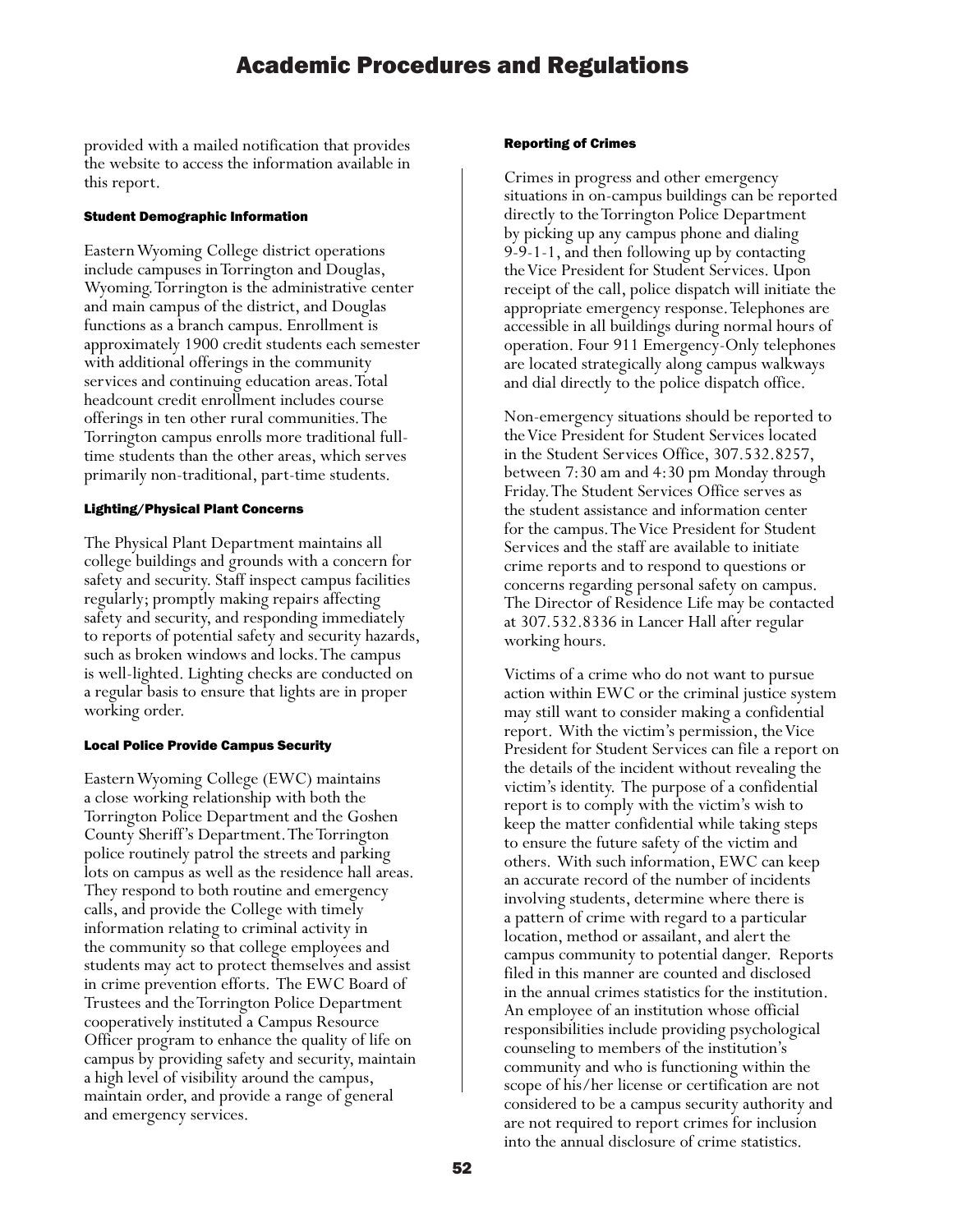provided with a mailed notification that provides the website to access the information available in this report.

#### Student Demographic Information

Eastern Wyoming College district operations include campuses in Torrington and Douglas, Wyoming. Torrington is the administrative center and main campus of the district, and Douglas functions as a branch campus. Enrollment is approximately 1900 credit students each semester with additional offerings in the community services and continuing education areas. Total headcount credit enrollment includes course offerings in ten other rural communities. The Torrington campus enrolls more traditional full-time students than the other areas, which serves primarily non-traditional, part-time students.

#### Lighting/Physical Plant Concerns

The Physical Plant Department maintains all college buildings and grounds with a concern for safety and security. Staff inspect campus facilities regularly; promptly making repairs affecting safety and security, and responding immediately to reports of potential safety and security hazards, such as broken windows and locks. The campus is well-lighted. Lighting checks are conducted on a regular basis to ensure that lights are in proper working order.

#### Local Police Provide Campus Security

Eastern Wyoming College (EWC) maintains a close working relationship with both the Torrington Police Department and the Goshen County Sheriff's Department. The Torrington police routinely patrol the streets and parking lots on campus as well as the residence hall areas. They respond to both routine and emergency calls, and provide the College with timely information relating to criminal activity in the community so that college employees and students may act to protect themselves and assist in crime prevention efforts. The EWC Board of Trustees and the Torrington Police Department cooperatively instituted a Campus Resource Officer program to enhance the quality of life on campus by providing safety and security, maintain a high level of visibility around the campus, maintain order, and provide a range of general and emergency services.

#### Reporting of Crimes

Crimes in progress and other emergency situations in on-campus buildings can be reported directly to the Torrington Police Department by picking up any campus phone and dialing 9-9-1-1, and then following up by contacting the Vice President for Student Services. Upon receipt of the call, police dispatch will initiate the appropriate emergency response. Telephones are accessible in all buildings during normal hours of operation. Four 911 Emergency-Only telephones are located strategically along campus walkways and dial directly to the police dispatch office.

Non-emergency situations should be reported to the Vice President for Student Services located in the Student Services Office, 307.532.8257, between 7:30 am and 4:30 pm Monday through Friday. The Student Services Office serves as the student assistance and information center for the campus. The Vice President for Student Services and the staff are available to initiate crime reports and to respond to questions or concerns regarding personal safety on campus. The Director of Residence Life may be contacted at 307.532.8336 in Lancer Hall after regular working hours.

Victims of a crime who do not want to pursue action within EWC or the criminal justice system may still want to consider making a confidential report. With the victim's permission, the Vice President for Student Services can file a report on the details of the incident without revealing the victim's identity. The purpose of a confidential report is to comply with the victim's wish to keep the matter confidential while taking steps to ensure the future safety of the victim and others. With such information, EWC can keep an accurate record of the number of incidents involving students, determine where there is a pattern of crime with regard to a particular location, method or assailant, and alert the campus community to potential danger. Reports filed in this manner are counted and disclosed in the annual crimes statistics for the institution. An employee of an institution whose official responsibilities include providing psychological counseling to members of the institution's community and who is functioning within the scope of his/her license or certification are not considered to be a campus security authority and are not required to report crimes for inclusion into the annual disclosure of crime statistics.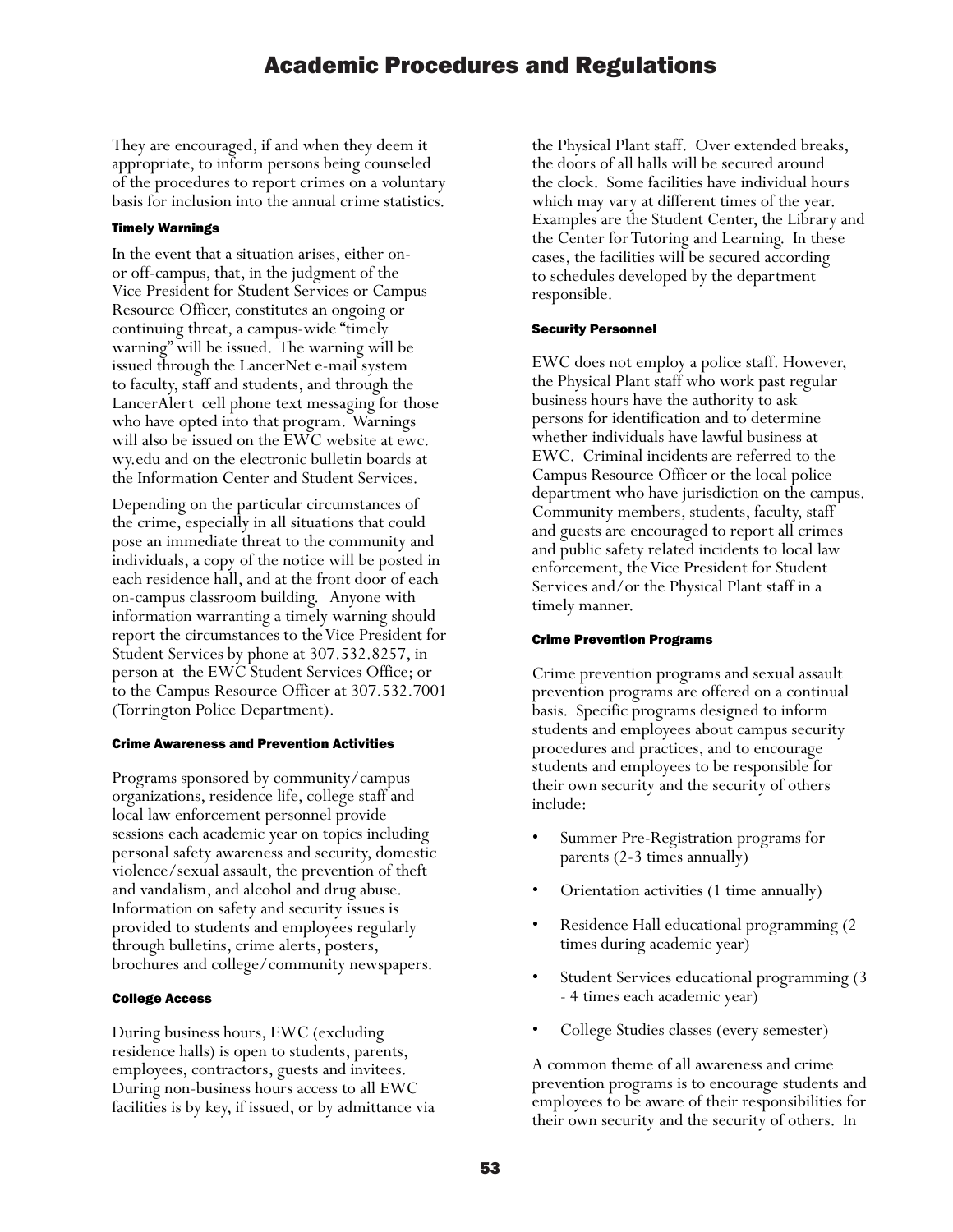They are encouraged, if and when they deem it appropriate, to inform persons being counseled of the procedures to report crimes on a voluntary basis for inclusion into the annual crime statistics.

#### Timely Warnings

In the event that a situation arises, either on- or off-campus, that, in the judgment of the Vice President for Student Services or Campus Resource Officer, constitutes an ongoing or continuing threat, a campus-wide "timely warning" will be issued. The warning will be issued through the LancerNet e-mail system to faculty, staff and students, and through the LancerAlert cell phone text messaging for those who have opted into that program. Warnings will also be issued on the EWC website at ewc.wy.edu and on the electronic bulletin boards at the Information Center and Student Services.

Depending on the particular circumstances of the crime, especially in all situations that could pose an immediate threat to the community and individuals, a copy of the notice will be posted in each residence hall, and at the front door of each on-campus classroom building. Anyone with information warranting a timely warning should report the circumstances to the Vice President for Student Services by phone at 307.532.8257, in person at the EWC Student Services Office; or to the Campus Resource Officer at 307.532.7001 (Torrington Police Department).

#### Crime Awareness and Prevention Activities

Programs sponsored by community/campus organizations, residence life, college staff and local law enforcement personnel provide sessions each academic year on topics including personal safety awareness and security, domestic violence/sexual assault, the prevention of theft and vandalism, and alcohol and drug abuse. Information on safety and security issues is provided to students and employees regularly through bulletins, crime alerts, posters, brochures and college/community newspapers.

#### College Access

During business hours, EWC (excluding residence halls) is open to students, parents, employees, contractors, guests and invitees. During non-business hours access to all EWC facilities is by key, if issued, or by admittance via the Physical Plant staff. Over extended breaks, the doors of all halls will be secured around the clock. Some facilities have individual hours which may vary at different times of the year. Examples are the Student Center, the Library and the Center for Tutoring and Learning. In these cases, the facilities will be secured according to schedules developed by the department responsible.

#### Security Personnel

EWC does not employ a police staff. However, the Physical Plant staff who work past regular business hours have the authority to ask persons for identification and to determine whether individuals have lawful business at EWC. Criminal incidents are referred to the Campus Resource Officer or the local police department who have jurisdiction on the campus. Community members, students, faculty, staff and guests are encouraged to report all crimes and public safety related incidents to local law enforcement, the Vice President for Student Services and/or the Physical Plant staff in a timely manner.

#### Crime Prevention Programs

Crime prevention programs and sexual assault prevention programs are offered on a continual basis. Specific programs designed to inform students and employees about campus security procedures and practices, and to encourage students and employees to be responsible for their own security and the security of others include:

- Summer Pre-Registration programs for parents (2-3 times annually)
- Orientation activities (1 time annually)
- Residence Hall educational programming (2 times during academic year)
- Student Services educational programming (3 - 4 times each academic year)
- College Studies classes (every semester)

A common theme of all awareness and crime prevention programs is to encourage students and employees to be aware of their responsibilities for their own security and the security of others. In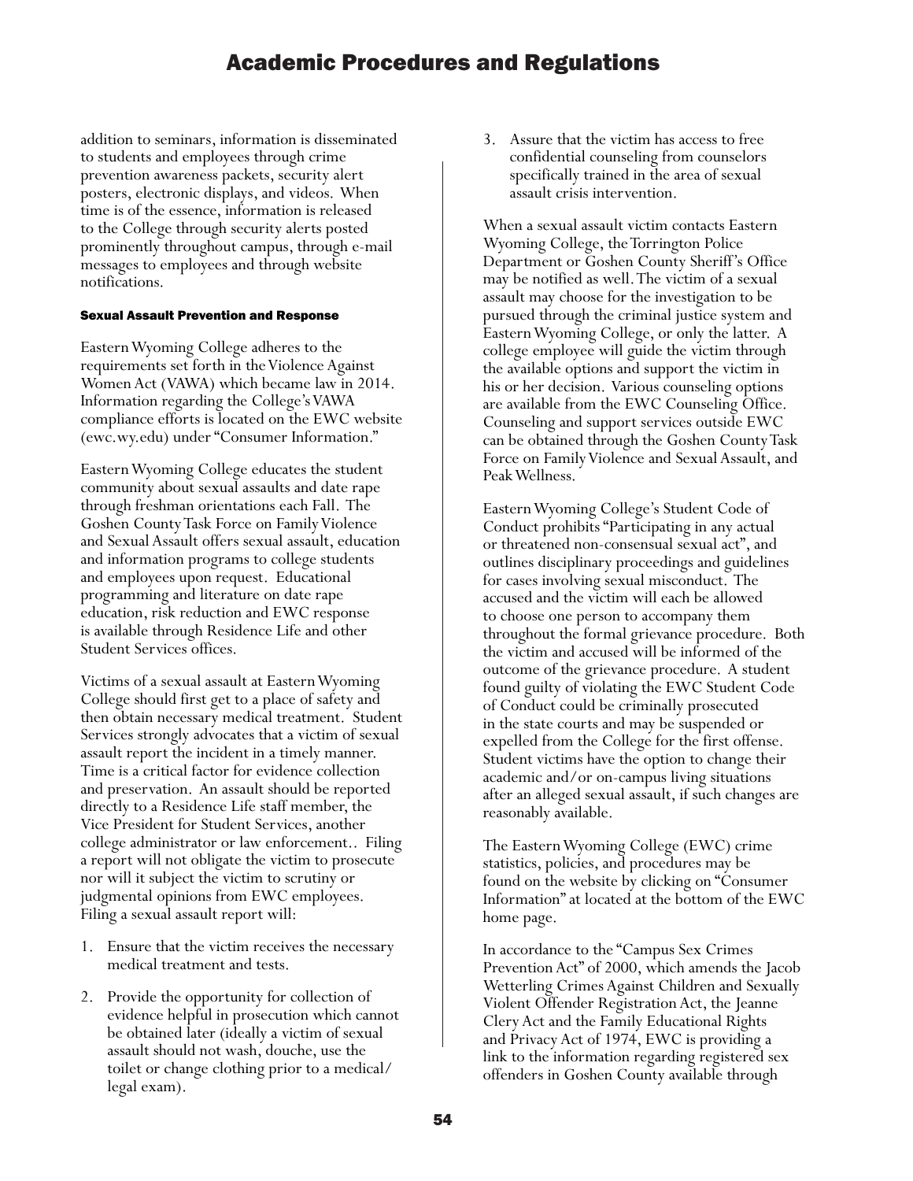addition to seminars, information is disseminated to students and employees through crime prevention awareness packets, security alert posters, electronic displays, and videos. When time is of the essence, information is released to the College through security alerts posted prominently throughout campus, through e-mail messages to employees and through website notifications.

#### Sexual Assault Prevention and Response

Eastern Wyoming College adheres to the requirements set forth in the Violence Against Women Act (VAWA) which became law in 2014. Information regarding the College's VAWA compliance efforts is located on the EWC website (ewc.wy.edu) under "Consumer Information."

Eastern Wyoming College educates the student community about sexual assaults and date rape through freshman orientations each Fall. The Goshen County Task Force on Family Violence and Sexual Assault offers sexual assault, education and information programs to college students and employees upon request. Educational programming and literature on date rape education, risk reduction and EWC response is available through Residence Life and other Student Services offices.

Victims of a sexual assault at Eastern Wyoming College should first get to a place of safety and then obtain necessary medical treatment. Student Services strongly advocates that a victim of sexual assault report the incident in a timely manner. Time is a critical factor for evidence collection and preservation. An assault should be reported directly to a Residence Life staff member, the Vice President for Student Services, another college administrator or law enforcement.. Filing a report will not obligate the victim to prosecute nor will it subject the victim to scrutiny or judgmental opinions from EWC employees. Filing a sexual assault report will:

1. Ensure that the victim receives the necessary medical treatment and tests.
2. Provide the opportunity for collection of evidence helpful in prosecution which cannot be obtained later (ideally a victim of sexual assault should not wash, douche, use the toilet or change clothing prior to a medical/ legal exam).
3. Assure that the victim has access to free confidential counseling from counselors specifically trained in the area of sexual assault crisis intervention.

When a sexual assault victim contacts Eastern Wyoming College, the Torrington Police Department or Goshen County Sheriff's Office may be notified as well. The victim of a sexual assault may choose for the investigation to be pursued through the criminal justice system and Eastern Wyoming College, or only the latter. A college employee will guide the victim through the available options and support the victim in his or her decision. Various counseling options are available from the EWC Counseling Office. Counseling and support services outside EWC can be obtained through the Goshen County Task Force on Family Violence and Sexual Assault, and Peak Wellness.

Eastern Wyoming College's Student Code of Conduct prohibits "Participating in any actual or threatened non-consensual sexual act", and outlines disciplinary proceedings and guidelines for cases involving sexual misconduct. The accused and the victim will each be allowed to choose one person to accompany them throughout the formal grievance procedure. Both the victim and accused will be informed of the outcome of the grievance procedure. A student found guilty of violating the EWC Student Code of Conduct could be criminally prosecuted in the state courts and may be suspended or expelled from the College for the first offense. Student victims have the option to change their academic and/or on-campus living situations after an alleged sexual assault, if such changes are reasonably available.

The Eastern Wyoming College (EWC) crime statistics, policies, and procedures may be found on the website by clicking on "Consumer Information" at located at the bottom of the EWC home page.

In accordance to the "Campus Sex Crimes Prevention Act" of 2000, which amends the Jacob Wetterling Crimes Against Children and Sexually Violent Offender Registration Act, the Jeanne Clery Act and the Family Educational Rights and Privacy Act of 1974, EWC is providing a link to the information regarding registered sex offenders in Goshen County available through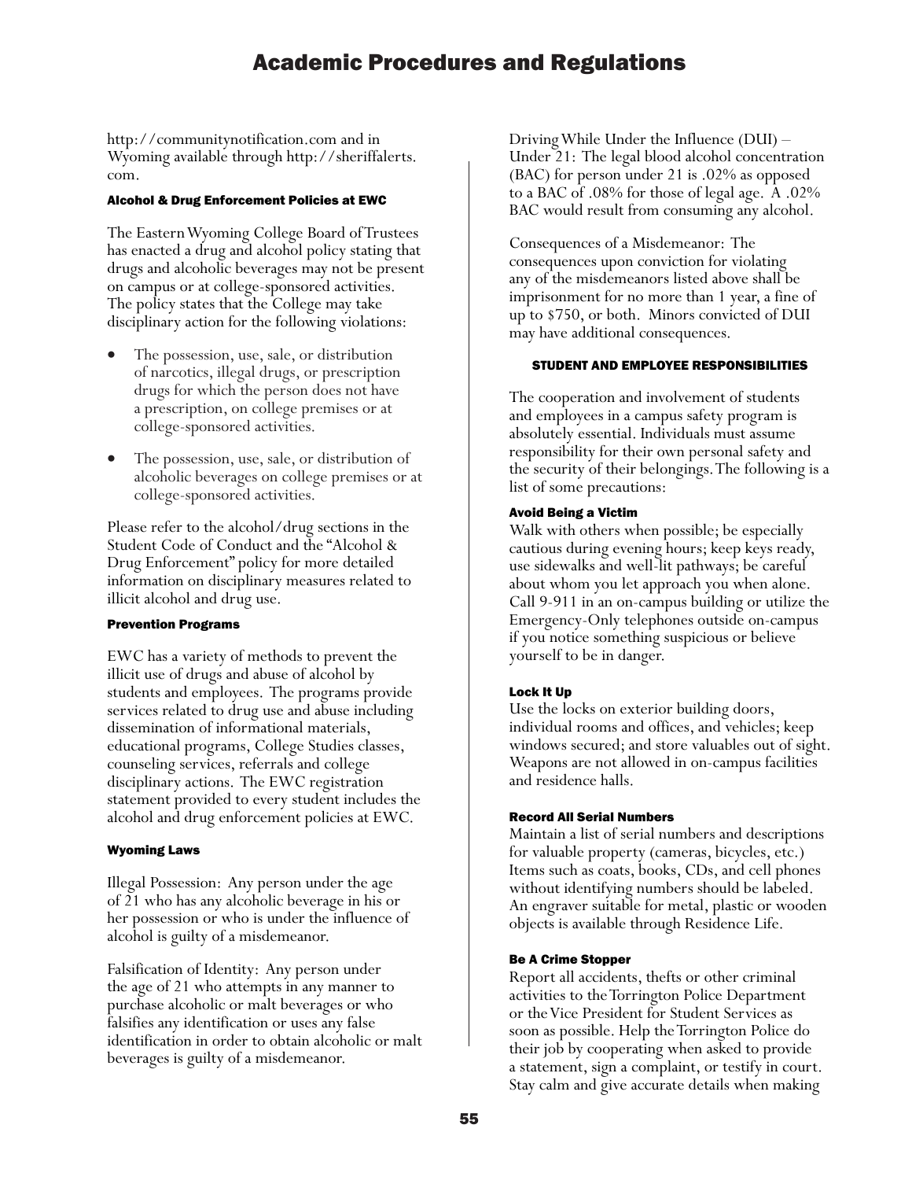http://communitynotification.com and in Wyoming available through http://sheriffalerts.com.

### Alcohol & Drug Enforcement Policies at EWC

The Eastern Wyoming College Board of Trustees has enacted a drug and alcohol policy stating that drugs and alcoholic beverages may not be present on campus or at college-sponsored activities. The policy states that the College may take disciplinary action for the following violations:

- The possession, use, sale, or distribution of narcotics, illegal drugs, or prescription drugs for which the person does not have a prescription, on college premises or at college-sponsored activities.
- The possession, use, sale, or distribution of alcoholic beverages on college premises or at college-sponsored activities.

Please refer to the alcohol/drug sections in the Student Code of Conduct and the "Alcohol & Drug Enforcement" policy for more detailed information on disciplinary measures related to illicit alcohol and drug use.

### Prevention Programs

EWC has a variety of methods to prevent the illicit use of drugs and abuse of alcohol by students and employees. The programs provide services related to drug use and abuse including dissemination of informational materials, educational programs, College Studies classes, counseling services, referrals and college disciplinary actions. The EWC registration statement provided to every student includes the alcohol and drug enforcement policies at EWC.

### Wyoming Laws

Illegal Possession: Any person under the age of 21 who has any alcoholic beverage in his or her possession or who is under the influence of alcohol is guilty of a misdemeanor.

Falsification of Identity: Any person under the age of 21 who attempts in any manner to purchase alcoholic or malt beverages or who falsifies any identification or uses any false identification in order to obtain alcoholic or malt beverages is guilty of a misdemeanor.

Driving While Under the Influence (DUI) – Under 21: The legal blood alcohol concentration (BAC) for person under 21 is .02% as opposed to a BAC of .08% for those of legal age. A .02% BAC would result from consuming any alcohol.

Consequences of a Misdemeanor: The consequences upon conviction for violating any of the misdemeanors listed above shall be imprisonment for no more than 1 year, a fine of up to $750, or both. Minors convicted of DUI may have additional consequences.

## STUDENT AND EMPLOYEE RESPONSIBILITIES

The cooperation and involvement of students and employees in a campus safety program is absolutely essential. Individuals must assume responsibility for their own personal safety and the security of their belongings. The following is a list of some precautions:

### Avoid Being a Victim

Walk with others when possible; be especially cautious during evening hours; keep keys ready, use sidewalks and well-lit pathways; be careful about whom you let approach you when alone. Call 9-911 in an on-campus building or utilize the Emergency-Only telephones outside on-campus if you notice something suspicious or believe yourself to be in danger.

### Lock It Up

Use the locks on exterior building doors, individual rooms and offices, and vehicles; keep windows secured; and store valuables out of sight. Weapons are not allowed in on-campus facilities and residence halls.

### Record All Serial Numbers

Maintain a list of serial numbers and descriptions for valuable property (cameras, bicycles, etc.) Items such as coats, books, CDs, and cell phones without identifying numbers should be labeled. An engraver suitable for metal, plastic or wooden objects is available through Residence Life.

### Be A Crime Stopper

Report all accidents, thefts or other criminal activities to the Torrington Police Department or the Vice President for Student Services as soon as possible. Help the Torrington Police do their job by cooperating when asked to provide a statement, sign a complaint, or testify in court. Stay calm and give accurate details when making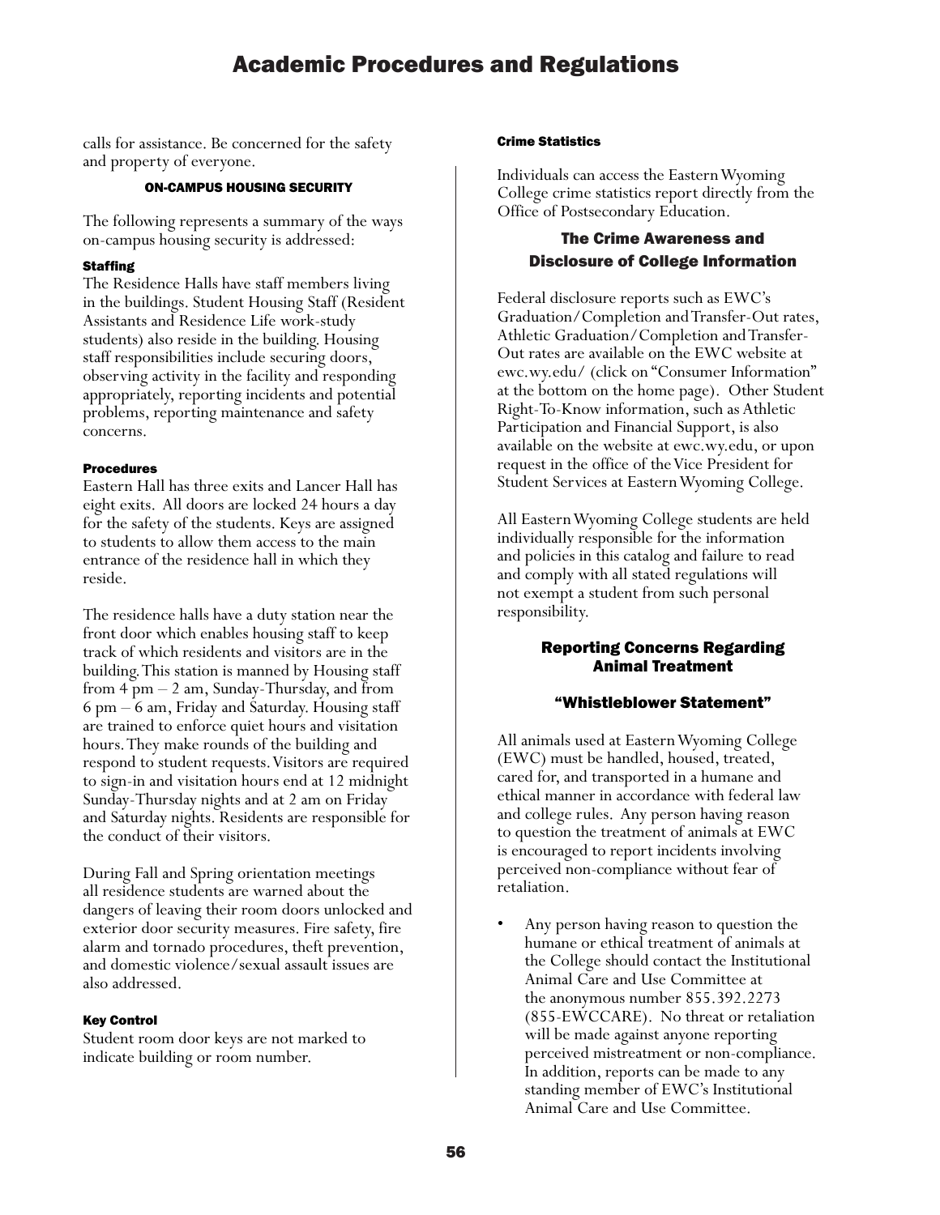calls for assistance. Be concerned for the safety and property of everyone.

### ON-CAMPUS HOUSING SECURITY

The following represents a summary of the ways on-campus housing security is addressed:

#### Staffing

The Residence Halls have staff members living in the buildings. Student Housing Staff (Resident Assistants and Residence Life work-study students) also reside in the building. Housing staff responsibilities include securing doors, observing activity in the facility and responding appropriately, reporting incidents and potential problems, reporting maintenance and safety concerns.

#### Procedures

Eastern Hall has three exits and Lancer Hall has eight exits. All doors are locked 24 hours a day for the safety of the students. Keys are assigned to students to allow them access to the main entrance of the residence hall in which they reside.

The residence halls have a duty station near the front door which enables housing staff to keep track of which residents and visitors are in the building. This station is manned by Housing staff from 4 pm – 2 am, Sunday-Thursday, and from 6 pm – 6 am, Friday and Saturday. Housing staff are trained to enforce quiet hours and visitation hours. They make rounds of the building and respond to student requests. Visitors are required to sign-in and visitation hours end at 12 midnight Sunday-Thursday nights and at 2 am on Friday and Saturday nights. Residents are responsible for the conduct of their visitors.

During Fall and Spring orientation meetings all residence students are warned about the dangers of leaving their room doors unlocked and exterior door security measures. Fire safety, fire alarm and tornado procedures, theft prevention, and domestic violence/sexual assault issues are also addressed.

#### Key Control

Student room door keys are not marked to indicate building or room number.

#### Crime Statistics

Individuals can access the Eastern Wyoming College crime statistics report directly from the Office of Postsecondary Education.

## The Crime Awareness and Disclosure of College Information

Federal disclosure reports such as EWC's Graduation/Completion and Transfer-Out rates, Athletic Graduation/Completion and Transfer-Out rates are available on the EWC website at ewc.wy.edu/ (click on "Consumer Information" at the bottom on the home page). Other Student Right-To-Know information, such as Athletic Participation and Financial Support, is also available on the website at ewc.wy.edu, or upon request in the office of the Vice President for Student Services at Eastern Wyoming College.

All Eastern Wyoming College students are held individually responsible for the information and policies in this catalog and failure to read and comply with all stated regulations will not exempt a student from such personal responsibility.

## Reporting Concerns Regarding Animal Treatment

## "Whistleblower Statement"

All animals used at Eastern Wyoming College (EWC) must be handled, housed, treated, cared for, and transported in a humane and ethical manner in accordance with federal law and college rules. Any person having reason to question the treatment of animals at EWC is encouraged to report incidents involving perceived non-compliance without fear of retaliation.

- Any person having reason to question the humane or ethical treatment of animals at the College should contact the Institutional Animal Care and Use Committee at the anonymous number 855.392.2273 (855-EWCCARE). No threat or retaliation will be made against anyone reporting perceived mistreatment or non-compliance. In addition, reports can be made to any standing member of EWC's Institutional Animal Care and Use Committee.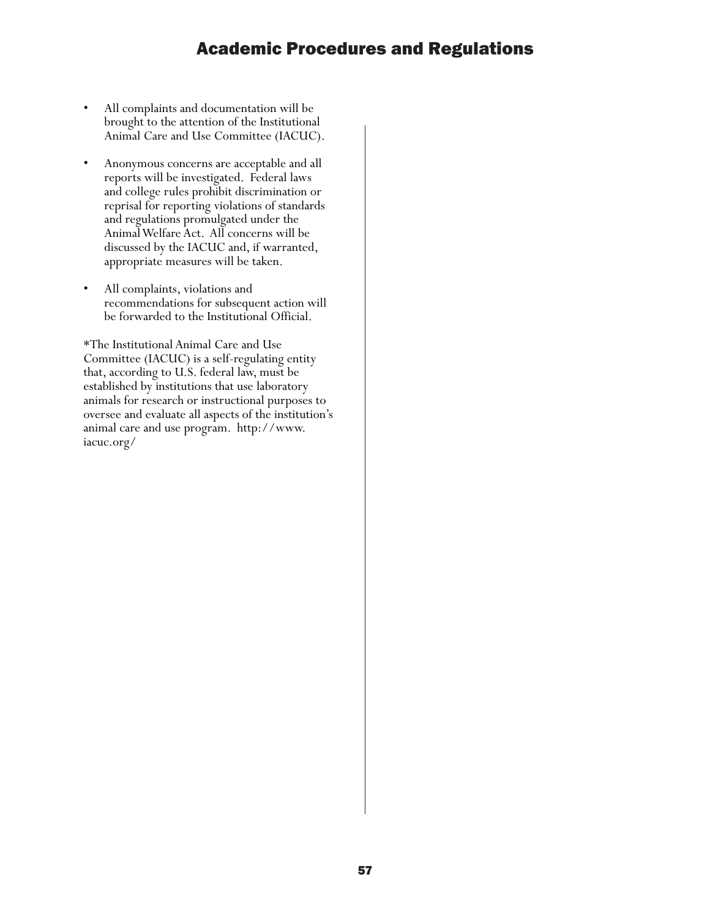- All complaints and documentation will be brought to the attention of the Institutional Animal Care and Use Committee (IACUC).
- Anonymous concerns are acceptable and all reports will be investigated. Federal laws and college rules prohibit discrimination or reprisal for reporting violations of standards and regulations promulgated under the Animal Welfare Act. All concerns will be discussed by the IACUC and, if warranted, appropriate measures will be taken.
- All complaints, violations and recommendations for subsequent action will be forwarded to the Institutional Official.

*The Institutional Animal Care and Use Committee (IACUC) is a self-regulating entity that, according to U.S. federal law, must be established by institutions that use laboratory animals for research or instructional purposes to oversee and evaluate all aspects of the institution's animal care and use program. http://www.iacuc.org/